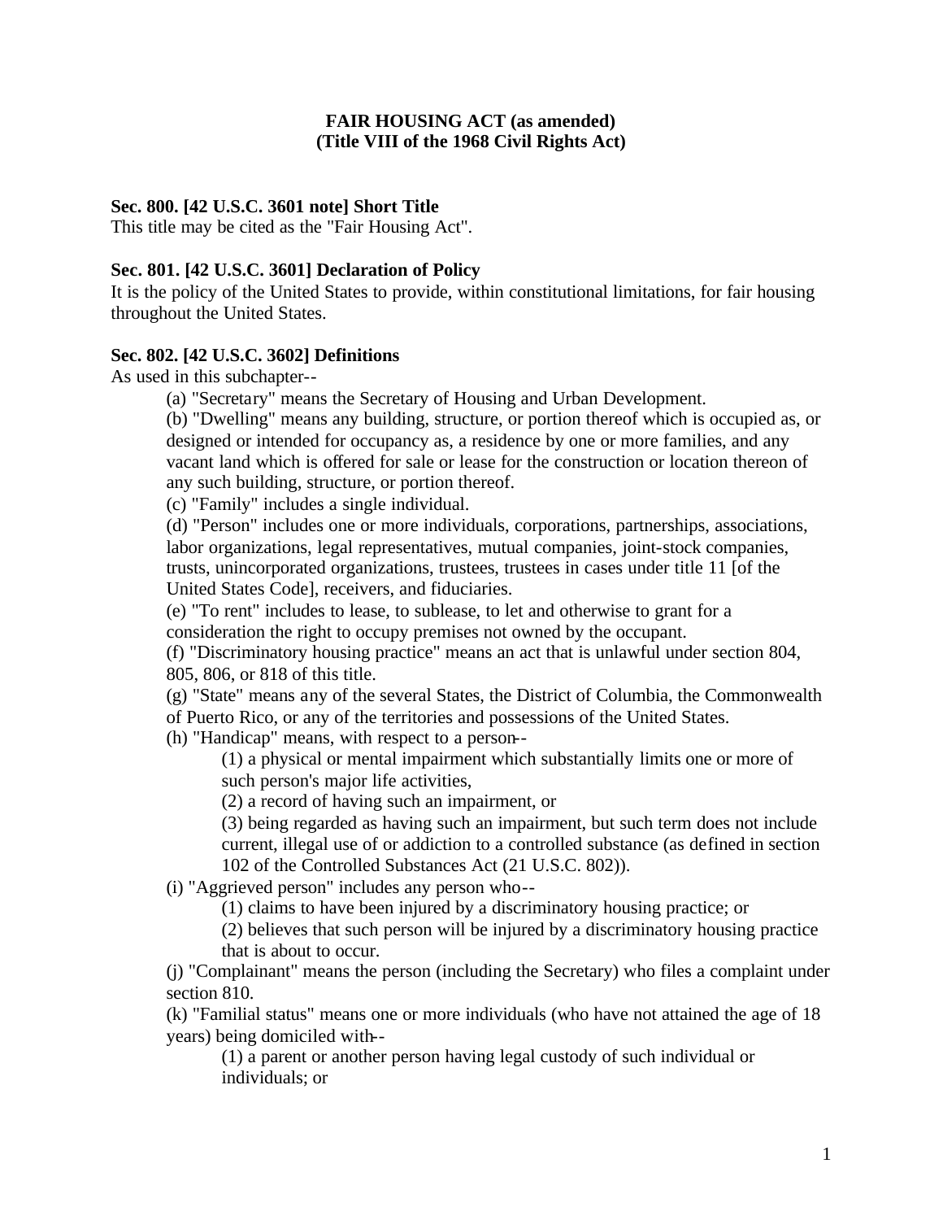**FAIR HOUSING ACT (as amended)**
**(Title VIII of the 1968 Civil Rights Act)**

**Sec. 800. [42 U.S.C. 3601 note] Short Title**

This title may be cited as the "Fair Housing Act".

**Sec. 801. [42 U.S.C. 3601] Declaration of Policy**

It is the policy of the United States to provide, within constitutional limitations, for fair housing throughout the United States.

**Sec. 802. [42 U.S.C. 3602] Definitions**

As used in this subchapter--

(a) "Secretary" means the Secretary of Housing and Urban Development.

(b) "Dwelling" means any building, structure, or portion thereof which is occupied as, or designed or intended for occupancy as, a residence by one or more families, and any vacant land which is offered for sale or lease for the construction or location thereon of any such building, structure, or portion thereof.

(c) "Family" includes a single individual.

(d) "Person" includes one or more individuals, corporations, partnerships, associations, labor organizations, legal representatives, mutual companies, joint-stock companies, trusts, unincorporated organizations, trustees, trustees in cases under title 11 [of the United States Code], receivers, and fiduciaries.

(e) "To rent" includes to lease, to sublease, to let and otherwise to grant for a consideration the right to occupy premises not owned by the occupant.

(f) "Discriminatory housing practice" means an act that is unlawful under section 804, 805, 806, or 818 of this title.

(g) "State" means any of the several States, the District of Columbia, the Commonwealth of Puerto Rico, or any of the territories and possessions of the United States.

(h) "Handicap" means, with respect to a person--

(1) a physical or mental impairment which substantially limits one or more of such person's major life activities,

(2) a record of having such an impairment, or

(3) being regarded as having such an impairment, but such term does not include current, illegal use of or addiction to a controlled substance (as defined in section 102 of the Controlled Substances Act (21 U.S.C. 802)).

(i) "Aggrieved person" includes any person who--

(1) claims to have been injured by a discriminatory housing practice; or

(2) believes that such person will be injured by a discriminatory housing practice that is about to occur.

(j) "Complainant" means the person (including the Secretary) who files a complaint under section 810.

(k) "Familial status" means one or more individuals (who have not attained the age of 18 years) being domiciled with--

(1) a parent or another person having legal custody of such individual or individuals; or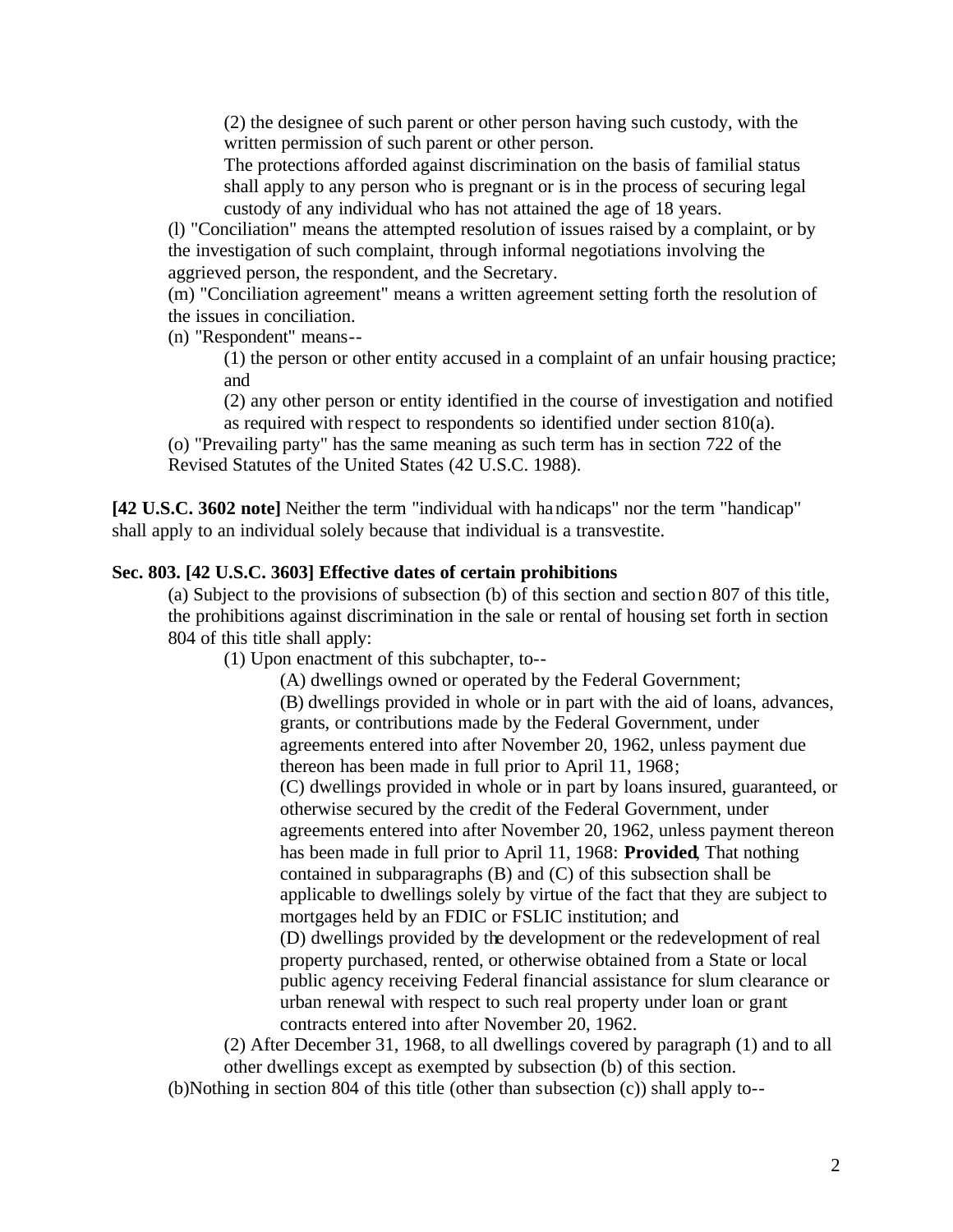(2) the designee of such parent or other person having such custody, with the written permission of such parent or other person.

The protections afforded against discrimination on the basis of familial status shall apply to any person who is pregnant or is in the process of securing legal custody of any individual who has not attained the age of 18 years.

(l) "Conciliation" means the attempted resolution of issues raised by a complaint, or by the investigation of such complaint, through informal negotiations involving the aggrieved person, the respondent, and the Secretary.

(m) "Conciliation agreement" means a written agreement setting forth the resolution of the issues in conciliation.

(n) "Respondent" means--

(1) the person or other entity accused in a complaint of an unfair housing practice; and

(2) any other person or entity identified in the course of investigation and notified as required with respect to respondents so identified under section 810(a).

(o) "Prevailing party" has the same meaning as such term has in section 722 of the Revised Statutes of the United States (42 U.S.C. 1988).

**[42 U.S.C. 3602 note]** Neither the term "individual with handicaps" nor the term "handicap" shall apply to an individual solely because that individual is a transvestite.

**Sec. 803. [42 U.S.C. 3603] Effective dates of certain prohibitions**

(a) Subject to the provisions of subsection (b) of this section and section 807 of this title, the prohibitions against discrimination in the sale or rental of housing set forth in section 804 of this title shall apply:

(1) Upon enactment of this subchapter, to--

(A) dwellings owned or operated by the Federal Government;

(B) dwellings provided in whole or in part with the aid of loans, advances, grants, or contributions made by the Federal Government, under agreements entered into after November 20, 1962, unless payment due thereon has been made in full prior to April 11, 1968;

(C) dwellings provided in whole or in part by loans insured, guaranteed, or otherwise secured by the credit of the Federal Government, under agreements entered into after November 20, 1962, unless payment thereon has been made in full prior to April 11, 1968: **Provided**, That nothing contained in subparagraphs (B) and (C) of this subsection shall be applicable to dwellings solely by virtue of the fact that they are subject to mortgages held by an FDIC or FSLIC institution; and

(D) dwellings provided by the development or the redevelopment of real property purchased, rented, or otherwise obtained from a State or local public agency receiving Federal financial assistance for slum clearance or urban renewal with respect to such real property under loan or grant contracts entered into after November 20, 1962.

(2) After December 31, 1968, to all dwellings covered by paragraph (1) and to all other dwellings except as exempted by subsection (b) of this section.

(b) Nothing in section 804 of this title (other than subsection (c)) shall apply to--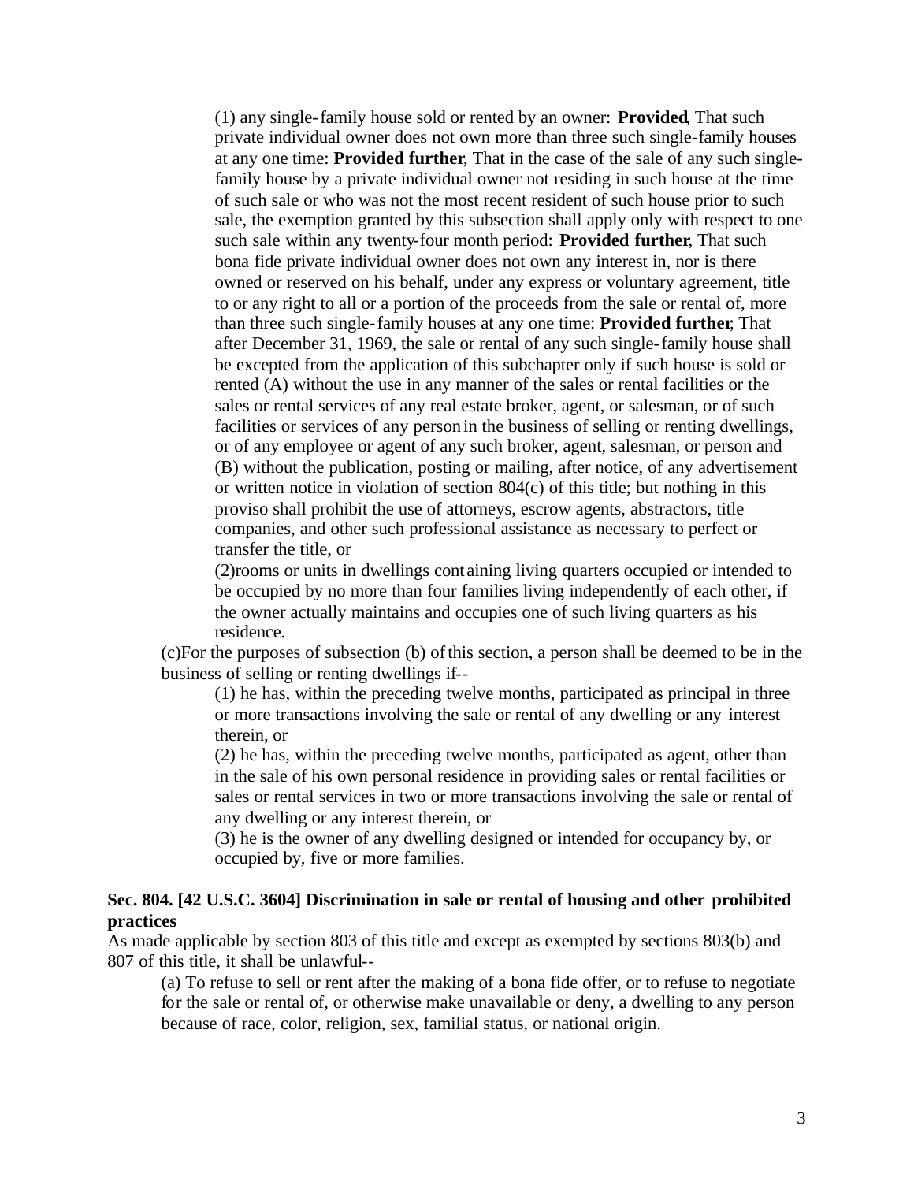(1) any single-family house sold or rented by an owner: **Provided**, That such private individual owner does not own more than three such single-family houses at any one time: **Provided further**, That in the case of the sale of any such single-family house by a private individual owner not residing in such house at the time of such sale or who was not the most recent resident of such house prior to such sale, the exemption granted by this subsection shall apply only with respect to one such sale within any twenty-four month period: **Provided further**, That such bona fide private individual owner does not own any interest in, nor is there owned or reserved on his behalf, under any express or voluntary agreement, title to or any right to all or a portion of the proceeds from the sale or rental of, more than three such single-family houses at any one time: **Provided further**, That after December 31, 1969, the sale or rental of any such single-family house shall be excepted from the application of this subchapter only if such house is sold or rented (A) without the use in any manner of the sales or rental facilities or the sales or rental services of any real estate broker, agent, or salesman, or of such facilities or services of any person in the business of selling or renting dwellings, or of any employee or agent of any such broker, agent, salesman, or person and (B) without the publication, posting or mailing, after notice, of any advertisement or written notice in violation of section 804(c) of this title; but nothing in this proviso shall prohibit the use of attorneys, escrow agents, abstractors, title companies, and other such professional assistance as necessary to perfect or transfer the title, or

(2) rooms or units in dwellings containing living quarters occupied or intended to be occupied by no more than four families living independently of each other, if the owner actually maintains and occupies one of such living quarters as his residence.

(c) For the purposes of subsection (b) of this section, a person shall be deemed to be in the business of selling or renting dwellings if--

(1) he has, within the preceding twelve months, participated as principal in three or more transactions involving the sale or rental of any dwelling or any interest therein, or

(2) he has, within the preceding twelve months, participated as agent, other than in the sale of his own personal residence in providing sales or rental facilities or sales or rental services in two or more transactions involving the sale or rental of any dwelling or any interest therein, or

(3) he is the owner of any dwelling designed or intended for occupancy by, or occupied by, five or more families.

**Sec. 804. [42 U.S.C. 3604] Discrimination in sale or rental of housing and other prohibited practices**

As made applicable by section 803 of this title and except as exempted by sections 803(b) and 807 of this title, it shall be unlawful--

(a) To refuse to sell or rent after the making of a bona fide offer, or to refuse to negotiate for the sale or rental of, or otherwise make unavailable or deny, a dwelling to any person because of race, color, religion, sex, familial status, or national origin.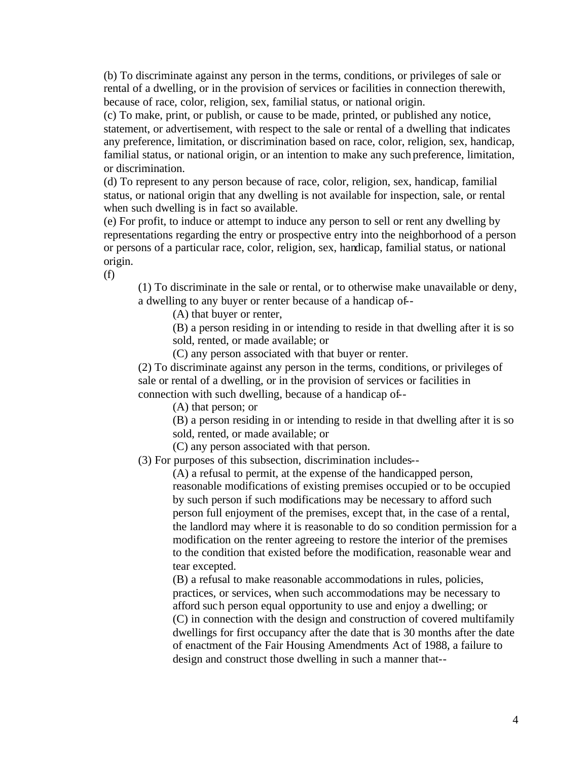(b) To discriminate against any person in the terms, conditions, or privileges of sale or rental of a dwelling, or in the provision of services or facilities in connection therewith, because of race, color, religion, sex, familial status, or national origin.

(c) To make, print, or publish, or cause to be made, printed, or published any notice, statement, or advertisement, with respect to the sale or rental of a dwelling that indicates any preference, limitation, or discrimination based on race, color, religion, sex, handicap, familial status, or national origin, or an intention to make any such preference, limitation, or discrimination.

(d) To represent to any person because of race, color, religion, sex, handicap, familial status, or national origin that any dwelling is not available for inspection, sale, or rental when such dwelling is in fact so available.

(e) For profit, to induce or attempt to induce any person to sell or rent any dwelling by representations regarding the entry or prospective entry into the neighborhood of a person or persons of a particular race, color, religion, sex, handicap, familial status, or national origin.

(f)

> (1) To discriminate in the sale or rental, or to otherwise make unavailable or deny, a dwelling to any buyer or renter because of a handicap of--
>
> > (A) that buyer or renter,
> >
> > (B) a person residing in or intending to reside in that dwelling after it is so sold, rented, or made available; or
> >
> > (C) any person associated with that buyer or renter.
>
> (2) To discriminate against any person in the terms, conditions, or privileges of sale or rental of a dwelling, or in the provision of services or facilities in connection with such dwelling, because of a handicap of--
>
> > (A) that person; or
> >
> > (B) a person residing in or intending to reside in that dwelling after it is so sold, rented, or made available; or
> >
> > (C) any person associated with that person.
>
> (3) For purposes of this subsection, discrimination includes--
>
> > (A) a refusal to permit, at the expense of the handicapped person, reasonable modifications of existing premises occupied or to be occupied by such person if such modifications may be necessary to afford such person full enjoyment of the premises, except that, in the case of a rental, the landlord may where it is reasonable to do so condition permission for a modification on the renter agreeing to restore the interior of the premises to the condition that existed before the modification, reasonable wear and tear excepted.
> >
> > (B) a refusal to make reasonable accommodations in rules, policies, practices, or services, when such accommodations may be necessary to afford such person equal opportunity to use and enjoy a dwelling; or
> >
> > (C) in connection with the design and construction of covered multifamily dwellings for first occupancy after the date that is 30 months after the date of enactment of the Fair Housing Amendments Act of 1988, a failure to design and construct those dwelling in such a manner that--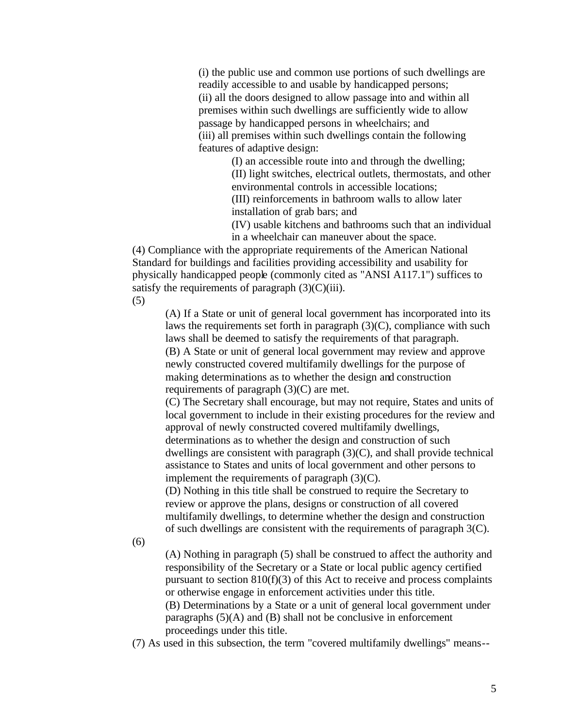(i) the public use and common use portions of such dwellings are readily accessible to and usable by handicapped persons;
(ii) all the doors designed to allow passage into and within all premises within such dwellings are sufficiently wide to allow passage by handicapped persons in wheelchairs; and
(iii) all premises within such dwellings contain the following features of adaptive design:

(I) an accessible route into and through the dwelling;
(II) light switches, electrical outlets, thermostats, and other environmental controls in accessible locations;
(III) reinforcements in bathroom walls to allow later installation of grab bars; and
(IV) usable kitchens and bathrooms such that an individual in a wheelchair can maneuver about the space.

(4) Compliance with the appropriate requirements of the American National Standard for buildings and facilities providing accessibility and usability for physically handicapped people (commonly cited as "ANSI A117.1") suffices to satisfy the requirements of paragraph (3)(C)(iii).

(5)

(A) If a State or unit of general local government has incorporated into its laws the requirements set forth in paragraph (3)(C), compliance with such laws shall be deemed to satisfy the requirements of that paragraph.
(B) A State or unit of general local government may review and approve newly constructed covered multifamily dwellings for the purpose of making determinations as to whether the design and construction requirements of paragraph (3)(C) are met.
(C) The Secretary shall encourage, but may not require, States and units of local government to include in their existing procedures for the review and approval of newly constructed covered multifamily dwellings, determinations as to whether the design and construction of such dwellings are consistent with paragraph (3)(C), and shall provide technical assistance to States and units of local government and other persons to implement the requirements of paragraph (3)(C).
(D) Nothing in this title shall be construed to require the Secretary to review or approve the plans, designs or construction of all covered multifamily dwellings, to determine whether the design and construction of such dwellings are consistent with the requirements of paragraph 3(C).

(6)

(A) Nothing in paragraph (5) shall be construed to affect the authority and responsibility of the Secretary or a State or local public agency certified pursuant to section 810(f)(3) of this Act to receive and process complaints or otherwise engage in enforcement activities under this title.
(B) Determinations by a State or a unit of general local government under paragraphs (5)(A) and (B) shall not be conclusive in enforcement proceedings under this title.

(7) As used in this subsection, the term "covered multifamily dwellings" means--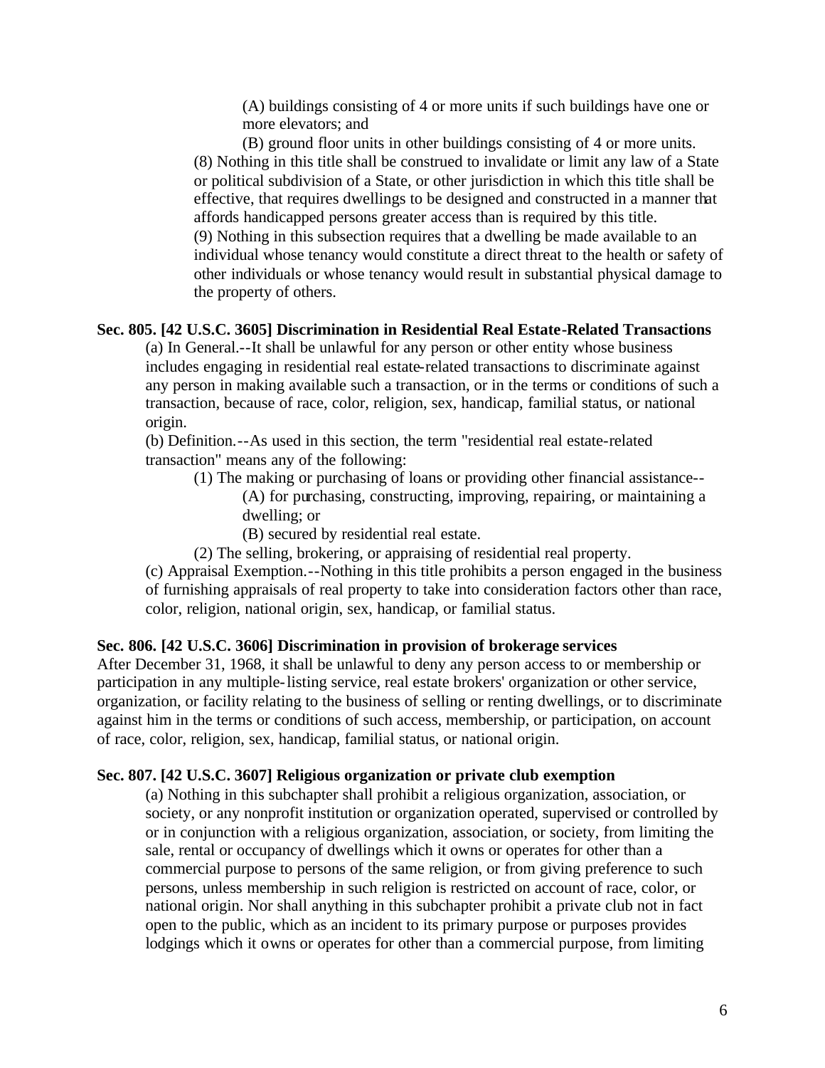(A) buildings consisting of 4 or more units if such buildings have one or more elevators; and

(B) ground floor units in other buildings consisting of 4 or more units.

(8) Nothing in this title shall be construed to invalidate or limit any law of a State or political subdivision of a State, or other jurisdiction in which this title shall be effective, that requires dwellings to be designed and constructed in a manner that affords handicapped persons greater access than is required by this title.

(9) Nothing in this subsection requires that a dwelling be made available to an individual whose tenancy would constitute a direct threat to the health or safety of other individuals or whose tenancy would result in substantial physical damage to the property of others.

**Sec. 805. [42 U.S.C. 3605] Discrimination in Residential Real Estate-Related Transactions**

(a) In General.--It shall be unlawful for any person or other entity whose business includes engaging in residential real estate-related transactions to discriminate against any person in making available such a transaction, or in the terms or conditions of such a transaction, because of race, color, religion, sex, handicap, familial status, or national origin.

(b) Definition.--As used in this section, the term "residential real estate-related transaction" means any of the following:

(1) The making or purchasing of loans or providing other financial assistance--

(A) for purchasing, constructing, improving, repairing, or maintaining a dwelling; or

(B) secured by residential real estate.

(2) The selling, brokering, or appraising of residential real property.

(c) Appraisal Exemption.--Nothing in this title prohibits a person engaged in the business of furnishing appraisals of real property to take into consideration factors other than race, color, religion, national origin, sex, handicap, or familial status.

**Sec. 806. [42 U.S.C. 3606] Discrimination in provision of brokerage services**

After December 31, 1968, it shall be unlawful to deny any person access to or membership or participation in any multiple-listing service, real estate brokers' organization or other service, organization, or facility relating to the business of selling or renting dwellings, or to discriminate against him in the terms or conditions of such access, membership, or participation, on account of race, color, religion, sex, handicap, familial status, or national origin.

**Sec. 807. [42 U.S.C. 3607] Religious organization or private club exemption**

(a) Nothing in this subchapter shall prohibit a religious organization, association, or society, or any nonprofit institution or organization operated, supervised or controlled by or in conjunction with a religious organization, association, or society, from limiting the sale, rental or occupancy of dwellings which it owns or operates for other than a commercial purpose to persons of the same religion, or from giving preference to such persons, unless membership in such religion is restricted on account of race, color, or national origin. Nor shall anything in this subchapter prohibit a private club not in fact open to the public, which as an incident to its primary purpose or purposes provides lodgings which it owns or operates for other than a commercial purpose, from limiting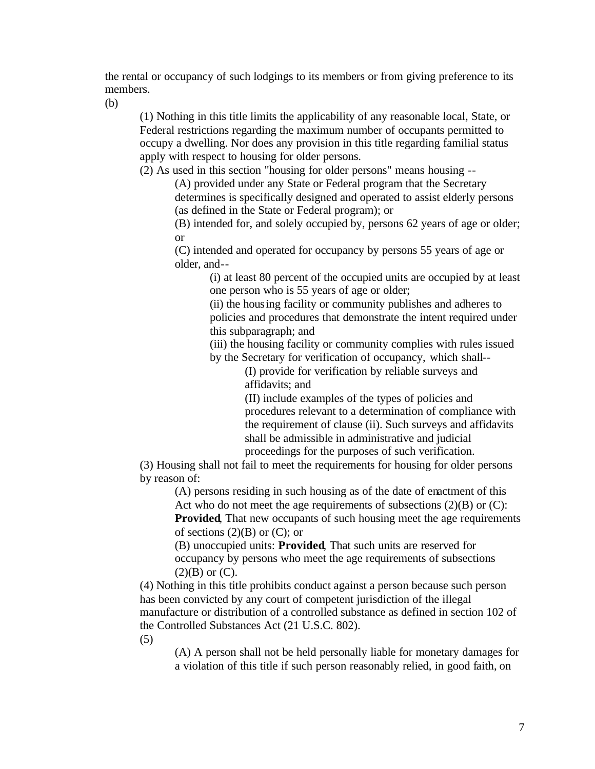the rental or occupancy of such lodgings to its members or from giving preference to its members.

(b)

(1) Nothing in this title limits the applicability of any reasonable local, State, or Federal restrictions regarding the maximum number of occupants permitted to occupy a dwelling. Nor does any provision in this title regarding familial status apply with respect to housing for older persons.

(2) As used in this section "housing for older persons" means housing --

(A) provided under any State or Federal program that the Secretary determines is specifically designed and operated to assist elderly persons (as defined in the State or Federal program); or

(B) intended for, and solely occupied by, persons 62 years of age or older; or

(C) intended and operated for occupancy by persons 55 years of age or older, and--

(i) at least 80 percent of the occupied units are occupied by at least one person who is 55 years of age or older;

(ii) the housing facility or community publishes and adheres to policies and procedures that demonstrate the intent required under this subparagraph; and

(iii) the housing facility or community complies with rules issued by the Secretary for verification of occupancy, which shall--

(I) provide for verification by reliable surveys and affidavits; and

(II) include examples of the types of policies and procedures relevant to a determination of compliance with the requirement of clause (ii). Such surveys and affidavits shall be admissible in administrative and judicial proceedings for the purposes of such verification.

(3) Housing shall not fail to meet the requirements for housing for older persons by reason of:

(A) persons residing in such housing as of the date of enactment of this Act who do not meet the age requirements of subsections (2)(B) or (C): **Provided**, That new occupants of such housing meet the age requirements of sections (2)(B) or (C); or

(B) unoccupied units: **Provided**, That such units are reserved for occupancy by persons who meet the age requirements of subsections (2)(B) or (C).

(4) Nothing in this title prohibits conduct against a person because such person has been convicted by any court of competent jurisdiction of the illegal manufacture or distribution of a controlled substance as defined in section 102 of the Controlled Substances Act (21 U.S.C. 802).

(5)

(A) A person shall not be held personally liable for monetary damages for a violation of this title if such person reasonably relied, in good faith, on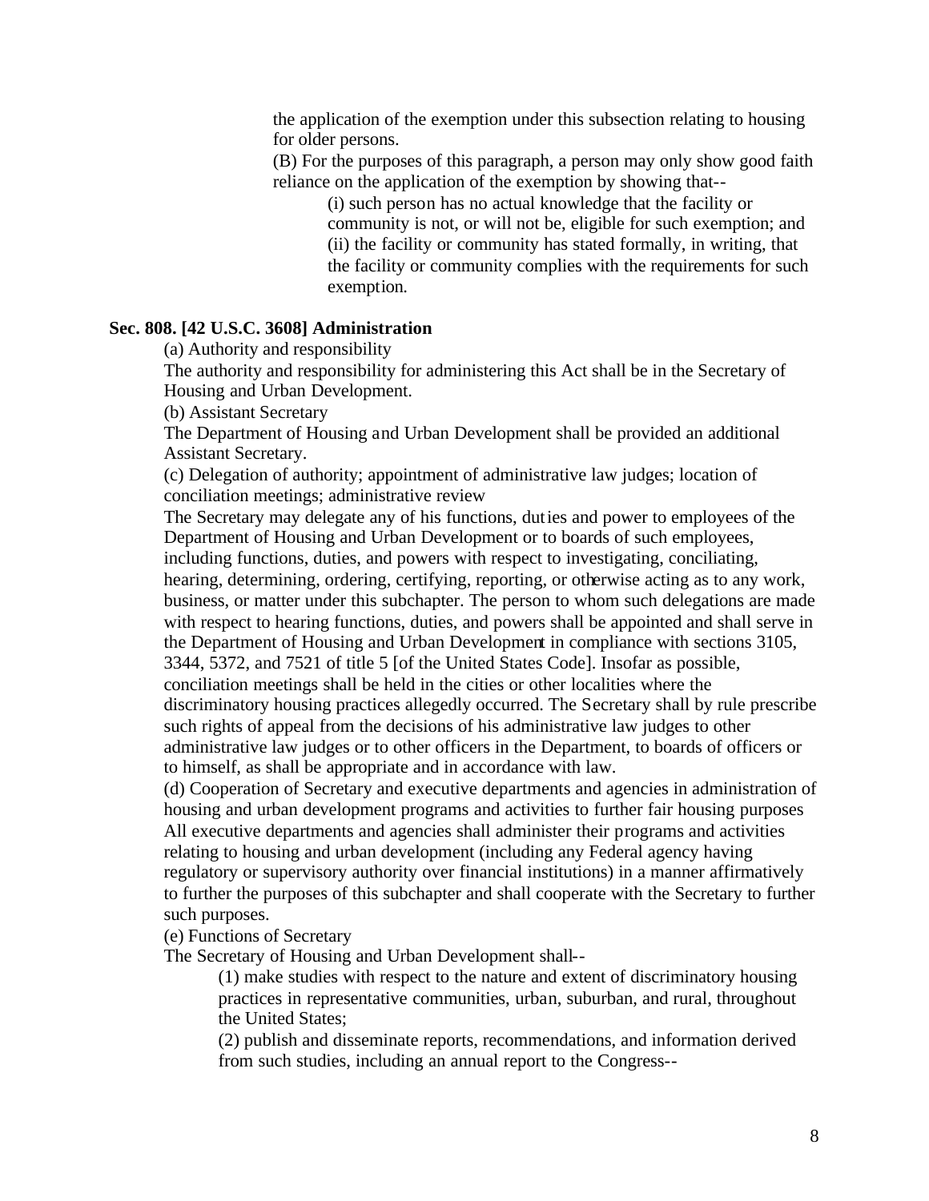the application of the exemption under this subsection relating to housing for older persons.

(B) For the purposes of this paragraph, a person may only show good faith reliance on the application of the exemption by showing that--

(i) such person has no actual knowledge that the facility or community is not, or will not be, eligible for such exemption; and

(ii) the facility or community has stated formally, in writing, that the facility or community complies with the requirements for such exemption.

**Sec. 808. [42 U.S.C. 3608] Administration**

(a) Authority and responsibility

The authority and responsibility for administering this Act shall be in the Secretary of Housing and Urban Development.

(b) Assistant Secretary

The Department of Housing and Urban Development shall be provided an additional Assistant Secretary.

(c) Delegation of authority; appointment of administrative law judges; location of conciliation meetings; administrative review

The Secretary may delegate any of his functions, duties and power to employees of the Department of Housing and Urban Development or to boards of such employees, including functions, duties, and powers with respect to investigating, conciliating, hearing, determining, ordering, certifying, reporting, or otherwise acting as to any work, business, or matter under this subchapter. The person to whom such delegations are made with respect to hearing functions, duties, and powers shall be appointed and shall serve in the Department of Housing and Urban Development in compliance with sections 3105, 3344, 5372, and 7521 of title 5 [of the United States Code]. Insofar as possible, conciliation meetings shall be held in the cities or other localities where the discriminatory housing practices allegedly occurred. The Secretary shall by rule prescribe such rights of appeal from the decisions of his administrative law judges to other administrative law judges or to other officers in the Department, to boards of officers or to himself, as shall be appropriate and in accordance with law.

(d) Cooperation of Secretary and executive departments and agencies in administration of housing and urban development programs and activities to further fair housing purposes

All executive departments and agencies shall administer their programs and activities relating to housing and urban development (including any Federal agency having regulatory or supervisory authority over financial institutions) in a manner affirmatively to further the purposes of this subchapter and shall cooperate with the Secretary to further such purposes.

(e) Functions of Secretary

The Secretary of Housing and Urban Development shall--

(1) make studies with respect to the nature and extent of discriminatory housing practices in representative communities, urban, suburban, and rural, throughout the United States;

(2) publish and disseminate reports, recommendations, and information derived from such studies, including an annual report to the Congress--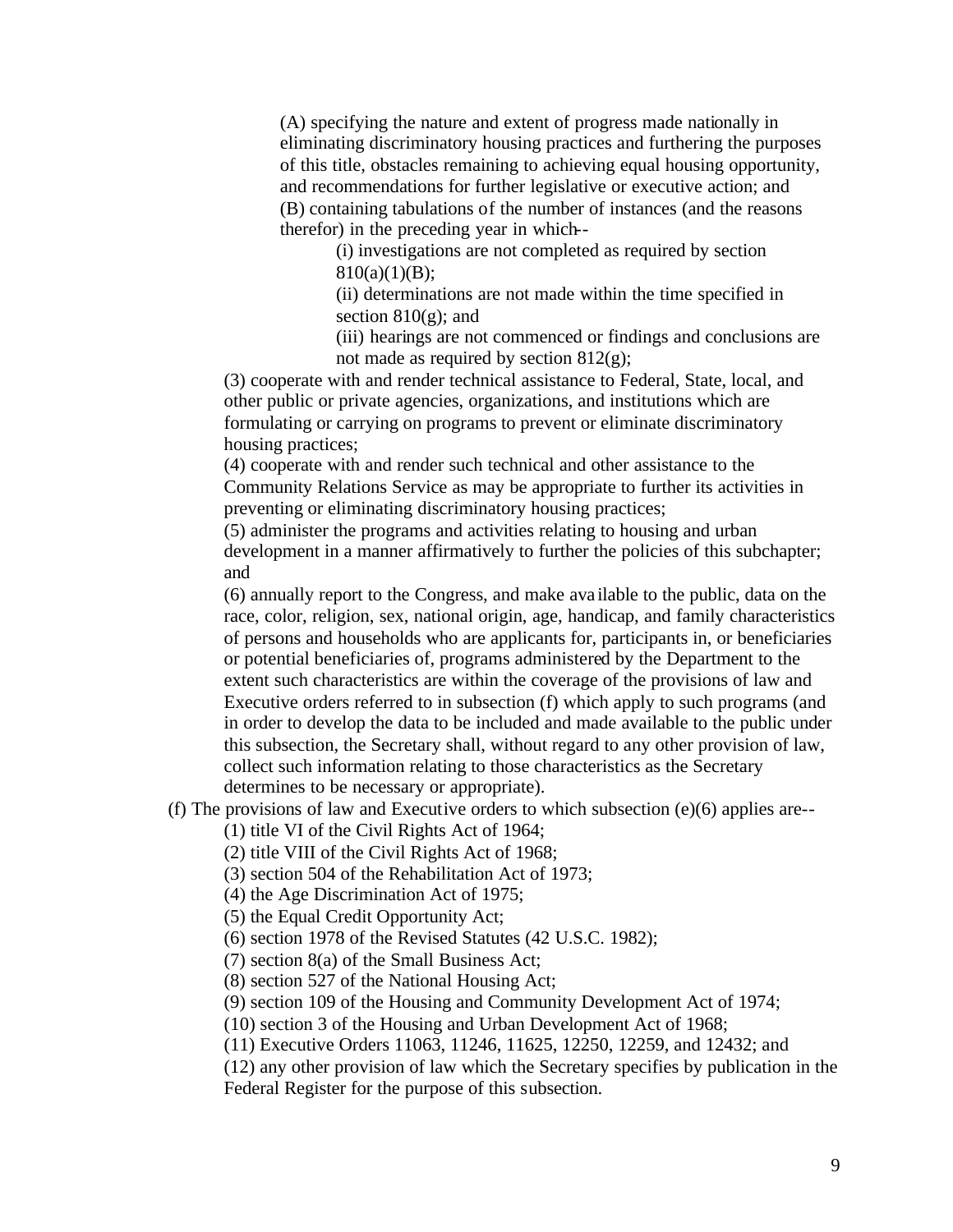(A) specifying the nature and extent of progress made nationally in eliminating discriminatory housing practices and furthering the purposes of this title, obstacles remaining to achieving equal housing opportunity, and recommendations for further legislative or executive action; and

(B) containing tabulations of the number of instances (and the reasons therefor) in the preceding year in which--

(i) investigations are not completed as required by section 810(a)(1)(B);

(ii) determinations are not made within the time specified in section 810(g); and

(iii) hearings are not commenced or findings and conclusions are not made as required by section 812(g);

(3) cooperate with and render technical assistance to Federal, State, local, and other public or private agencies, organizations, and institutions which are formulating or carrying on programs to prevent or eliminate discriminatory housing practices;

(4) cooperate with and render such technical and other assistance to the Community Relations Service as may be appropriate to further its activities in preventing or eliminating discriminatory housing practices;

(5) administer the programs and activities relating to housing and urban development in a manner affirmatively to further the policies of this subchapter; and

(6) annually report to the Congress, and make available to the public, data on the race, color, religion, sex, national origin, age, handicap, and family characteristics of persons and households who are applicants for, participants in, or beneficiaries or potential beneficiaries of, programs administered by the Department to the extent such characteristics are within the coverage of the provisions of law and Executive orders referred to in subsection (f) which apply to such programs (and in order to develop the data to be included and made available to the public under this subsection, the Secretary shall, without regard to any other provision of law, collect such information relating to those characteristics as the Secretary determines to be necessary or appropriate).

(f) The provisions of law and Executive orders to which subsection (e)(6) applies are--

(1) title VI of the Civil Rights Act of 1964;

(2) title VIII of the Civil Rights Act of 1968;

(3) section 504 of the Rehabilitation Act of 1973;

(4) the Age Discrimination Act of 1975;

(5) the Equal Credit Opportunity Act;

(6) section 1978 of the Revised Statutes (42 U.S.C. 1982);

(7) section 8(a) of the Small Business Act;

(8) section 527 of the National Housing Act;

(9) section 109 of the Housing and Community Development Act of 1974;

(10) section 3 of the Housing and Urban Development Act of 1968;

(11) Executive Orders 11063, 11246, 11625, 12250, 12259, and 12432; and

(12) any other provision of law which the Secretary specifies by publication in the Federal Register for the purpose of this subsection.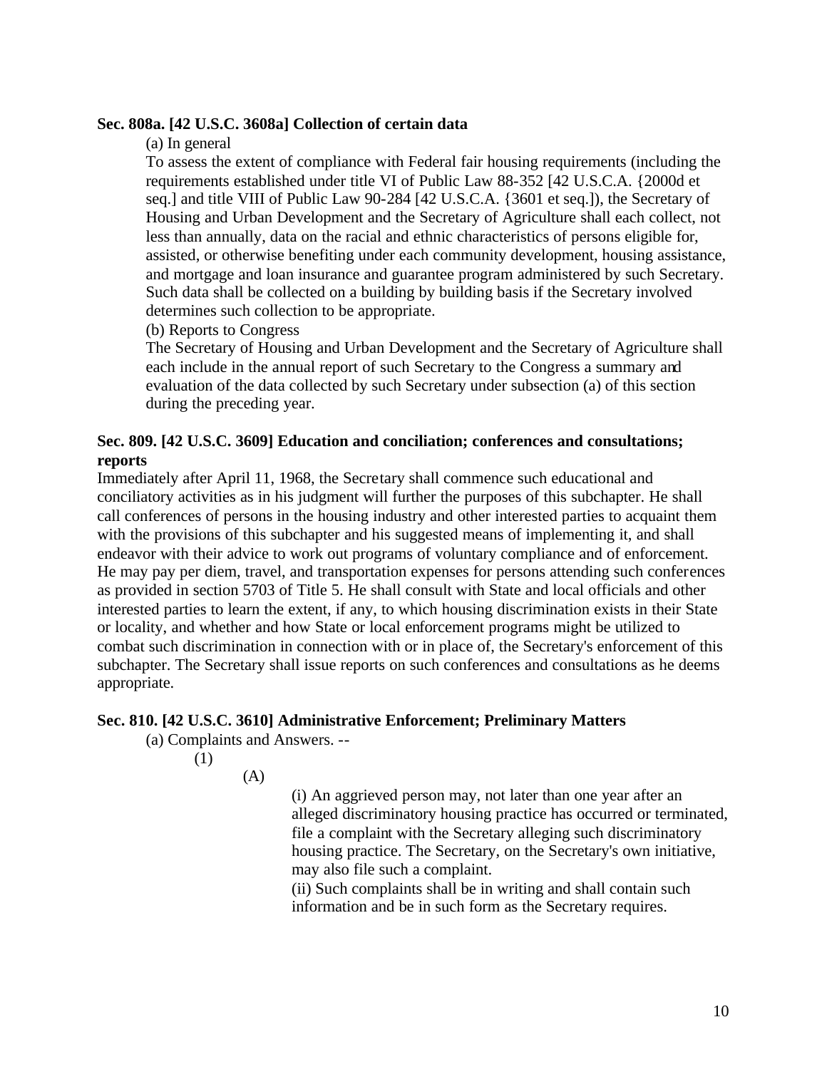**Sec. 808a. [42 U.S.C. 3608a] Collection of certain data**

(a) In general

To assess the extent of compliance with Federal fair housing requirements (including the requirements established under title VI of Public Law 88-352 [42 U.S.C.A. {2000d et seq.] and title VIII of Public Law 90-284 [42 U.S.C.A. {3601 et seq.]), the Secretary of Housing and Urban Development and the Secretary of Agriculture shall each collect, not less than annually, data on the racial and ethnic characteristics of persons eligible for, assisted, or otherwise benefiting under each community development, housing assistance, and mortgage and loan insurance and guarantee program administered by such Secretary. Such data shall be collected on a building by building basis if the Secretary involved determines such collection to be appropriate.

(b) Reports to Congress

The Secretary of Housing and Urban Development and the Secretary of Agriculture shall each include in the annual report of such Secretary to the Congress a summary and evaluation of the data collected by such Secretary under subsection (a) of this section during the preceding year.

**Sec. 809. [42 U.S.C. 3609] Education and conciliation; conferences and consultations; reports**

Immediately after April 11, 1968, the Secretary shall commence such educational and conciliatory activities as in his judgment will further the purposes of this subchapter. He shall call conferences of persons in the housing industry and other interested parties to acquaint them with the provisions of this subchapter and his suggested means of implementing it, and shall endeavor with their advice to work out programs of voluntary compliance and of enforcement. He may pay per diem, travel, and transportation expenses for persons attending such conferences as provided in section 5703 of Title 5. He shall consult with State and local officials and other interested parties to learn the extent, if any, to which housing discrimination exists in their State or locality, and whether and how State or local enforcement programs might be utilized to combat such discrimination in connection with or in place of, the Secretary's enforcement of this subchapter. The Secretary shall issue reports on such conferences and consultations as he deems appropriate.

**Sec. 810. [42 U.S.C. 3610] Administrative Enforcement; Preliminary Matters**

(a) Complaints and Answers. --

(1)

(A)

(i) An aggrieved person may, not later than one year after an alleged discriminatory housing practice has occurred or terminated, file a complaint with the Secretary alleging such discriminatory housing practice. The Secretary, on the Secretary's own initiative, may also file such a complaint.

(ii) Such complaints shall be in writing and shall contain such information and be in such form as the Secretary requires.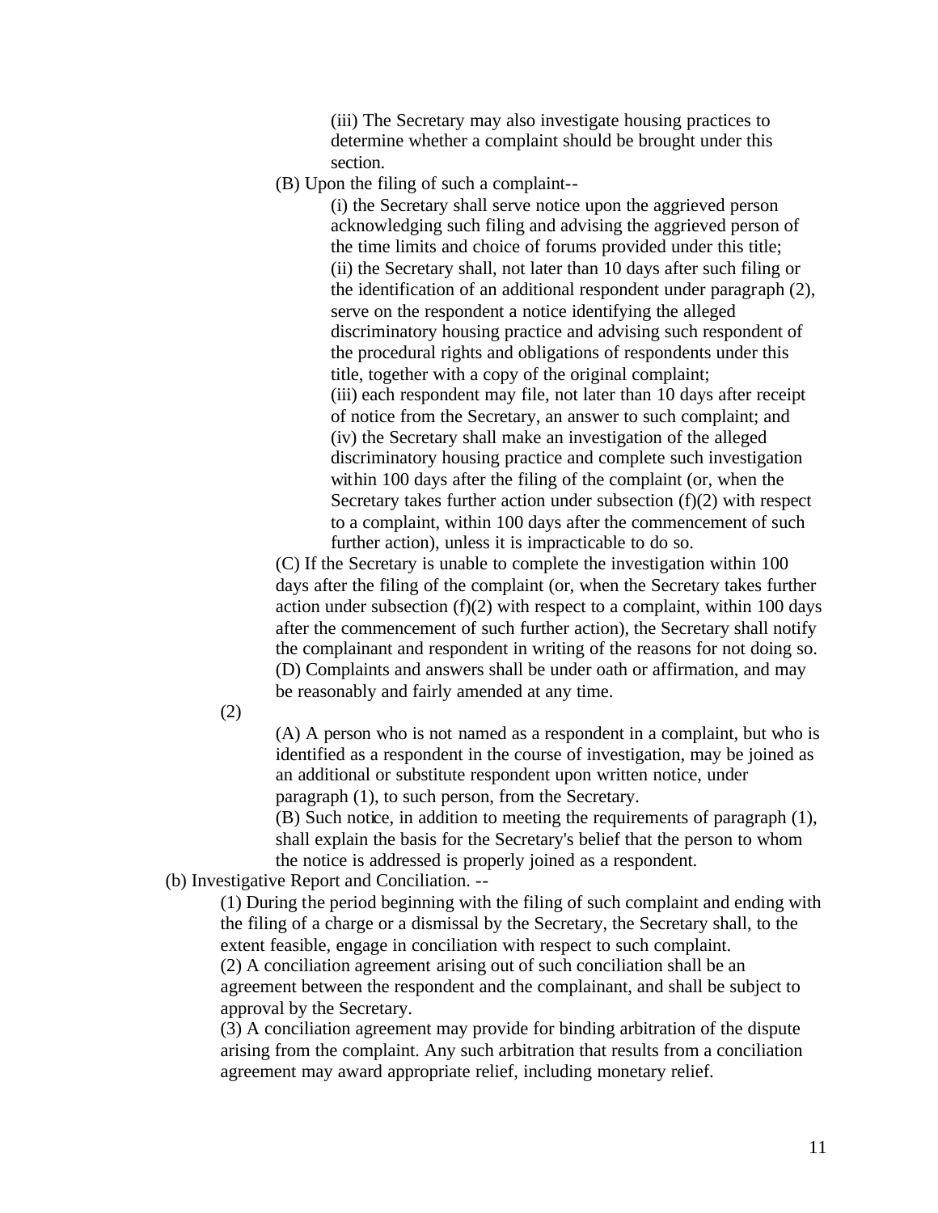(iii) The Secretary may also investigate housing practices to determine whether a complaint should be brought under this section.

(B) Upon the filing of such a complaint--

(i) the Secretary shall serve notice upon the aggrieved person acknowledging such filing and advising the aggrieved person of the time limits and choice of forums provided under this title;

(ii) the Secretary shall, not later than 10 days after such filing or the identification of an additional respondent under paragraph (2), serve on the respondent a notice identifying the alleged discriminatory housing practice and advising such respondent of the procedural rights and obligations of respondents under this title, together with a copy of the original complaint;

(iii) each respondent may file, not later than 10 days after receipt of notice from the Secretary, an answer to such complaint; and

(iv) the Secretary shall make an investigation of the alleged discriminatory housing practice and complete such investigation within 100 days after the filing of the complaint (or, when the Secretary takes further action under subsection (f)(2) with respect to a complaint, within 100 days after the commencement of such further action), unless it is impracticable to do so.

(C) If the Secretary is unable to complete the investigation within 100 days after the filing of the complaint (or, when the Secretary takes further action under subsection (f)(2) with respect to a complaint, within 100 days after the commencement of such further action), the Secretary shall notify the complainant and respondent in writing of the reasons for not doing so.

(D) Complaints and answers shall be under oath or affirmation, and may be reasonably and fairly amended at any time.

(2)

(A) A person who is not named as a respondent in a complaint, but who is identified as a respondent in the course of investigation, may be joined as an additional or substitute respondent upon written notice, under paragraph (1), to such person, from the Secretary.

(B) Such notice, in addition to meeting the requirements of paragraph (1), shall explain the basis for the Secretary's belief that the person to whom the notice is addressed is properly joined as a respondent.

(b) Investigative Report and Conciliation. --

(1) During the period beginning with the filing of such complaint and ending with the filing of a charge or a dismissal by the Secretary, the Secretary shall, to the extent feasible, engage in conciliation with respect to such complaint.

(2) A conciliation agreement arising out of such conciliation shall be an agreement between the respondent and the complainant, and shall be subject to approval by the Secretary.

(3) A conciliation agreement may provide for binding arbitration of the dispute arising from the complaint. Any such arbitration that results from a conciliation agreement may award appropriate relief, including monetary relief.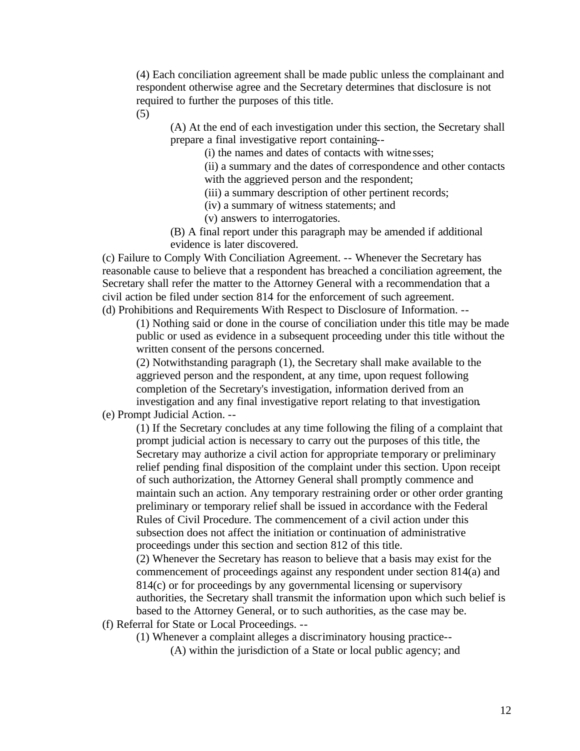(4) Each conciliation agreement shall be made public unless the complainant and respondent otherwise agree and the Secretary determines that disclosure is not required to further the purposes of this title.

(5)

(A) At the end of each investigation under this section, the Secretary shall prepare a final investigative report containing--

(i) the names and dates of contacts with witnesses;

(ii) a summary and the dates of correspondence and other contacts with the aggrieved person and the respondent;

(iii) a summary description of other pertinent records;

(iv) a summary of witness statements; and

(v) answers to interrogatories.

(B) A final report under this paragraph may be amended if additional evidence is later discovered.

(c) Failure to Comply With Conciliation Agreement. -- Whenever the Secretary has reasonable cause to believe that a respondent has breached a conciliation agreement, the Secretary shall refer the matter to the Attorney General with a recommendation that a civil action be filed under section 814 for the enforcement of such agreement.

(d) Prohibitions and Requirements With Respect to Disclosure of Information. --

(1) Nothing said or done in the course of conciliation under this title may be made public or used as evidence in a subsequent proceeding under this title without the written consent of the persons concerned.

(2) Notwithstanding paragraph (1), the Secretary shall make available to the aggrieved person and the respondent, at any time, upon request following completion of the Secretary's investigation, information derived from an investigation and any final investigative report relating to that investigation.

(e) Prompt Judicial Action. --

(1) If the Secretary concludes at any time following the filing of a complaint that prompt judicial action is necessary to carry out the purposes of this title, the Secretary may authorize a civil action for appropriate temporary or preliminary relief pending final disposition of the complaint under this section. Upon receipt of such authorization, the Attorney General shall promptly commence and maintain such an action. Any temporary restraining order or other order granting preliminary or temporary relief shall be issued in accordance with the Federal Rules of Civil Procedure. The commencement of a civil action under this subsection does not affect the initiation or continuation of administrative proceedings under this section and section 812 of this title.

(2) Whenever the Secretary has reason to believe that a basis may exist for the commencement of proceedings against any respondent under section 814(a) and 814(c) or for proceedings by any governmental licensing or supervisory authorities, the Secretary shall transmit the information upon which such belief is based to the Attorney General, or to such authorities, as the case may be.

(f) Referral for State or Local Proceedings. --

(1) Whenever a complaint alleges a discriminatory housing practice--

(A) within the jurisdiction of a State or local public agency; and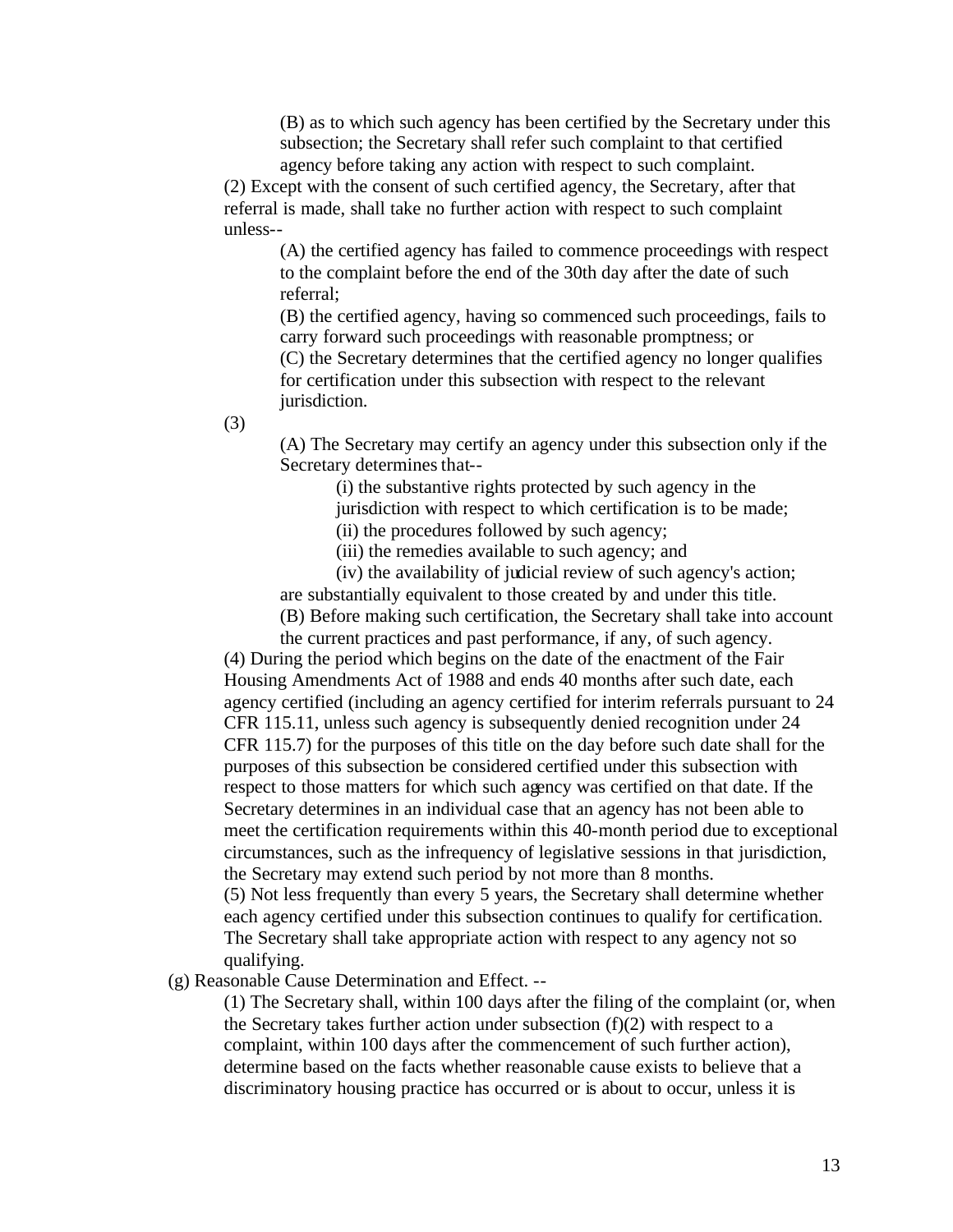(B) as to which such agency has been certified by the Secretary under this subsection; the Secretary shall refer such complaint to that certified agency before taking any action with respect to such complaint.

(2) Except with the consent of such certified agency, the Secretary, after that referral is made, shall take no further action with respect to such complaint unless--

(A) the certified agency has failed to commence proceedings with respect to the complaint before the end of the 30th day after the date of such referral;

(B) the certified agency, having so commenced such proceedings, fails to carry forward such proceedings with reasonable promptness; or

(C) the Secretary determines that the certified agency no longer qualifies for certification under this subsection with respect to the relevant jurisdiction.

(3)

(A) The Secretary may certify an agency under this subsection only if the Secretary determines that--

(i) the substantive rights protected by such agency in the jurisdiction with respect to which certification is to be made;

(ii) the procedures followed by such agency;

(iii) the remedies available to such agency; and

(iv) the availability of judicial review of such agency's action;

are substantially equivalent to those created by and under this title.

(B) Before making such certification, the Secretary shall take into account the current practices and past performance, if any, of such agency.

(4) During the period which begins on the date of the enactment of the Fair Housing Amendments Act of 1988 and ends 40 months after such date, each agency certified (including an agency certified for interim referrals pursuant to 24 CFR 115.11, unless such agency is subsequently denied recognition under 24 CFR 115.7) for the purposes of this title on the day before such date shall for the purposes of this subsection be considered certified under this subsection with respect to those matters for which such agency was certified on that date. If the Secretary determines in an individual case that an agency has not been able to meet the certification requirements within this 40-month period due to exceptional circumstances, such as the infrequency of legislative sessions in that jurisdiction, the Secretary may extend such period by not more than 8 months.

(5) Not less frequently than every 5 years, the Secretary shall determine whether each agency certified under this subsection continues to qualify for certification. The Secretary shall take appropriate action with respect to any agency not so qualifying.

(g) Reasonable Cause Determination and Effect. --

(1) The Secretary shall, within 100 days after the filing of the complaint (or, when the Secretary takes further action under subsection (f)(2) with respect to a complaint, within 100 days after the commencement of such further action), determine based on the facts whether reasonable cause exists to believe that a discriminatory housing practice has occurred or is about to occur, unless it is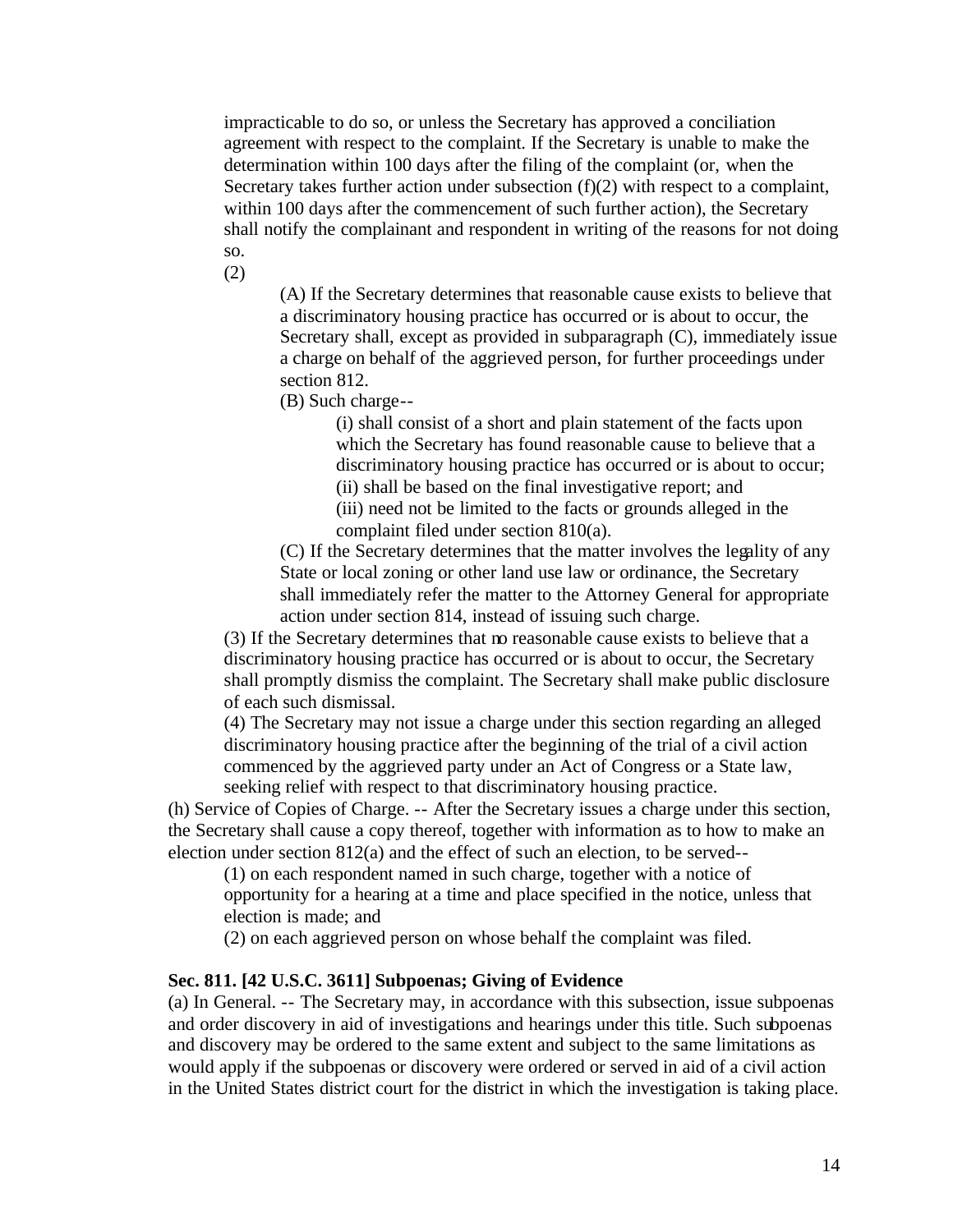impracticable to do so, or unless the Secretary has approved a conciliation agreement with respect to the complaint. If the Secretary is unable to make the determination within 100 days after the filing of the complaint (or, when the Secretary takes further action under subsection (f)(2) with respect to a complaint, within 100 days after the commencement of such further action), the Secretary shall notify the complainant and respondent in writing of the reasons for not doing so.

(2)

(A) If the Secretary determines that reasonable cause exists to believe that a discriminatory housing practice has occurred or is about to occur, the Secretary shall, except as provided in subparagraph (C), immediately issue a charge on behalf of the aggrieved person, for further proceedings under section 812.

(B) Such charge--

(i) shall consist of a short and plain statement of the facts upon which the Secretary has found reasonable cause to believe that a discriminatory housing practice has occurred or is about to occur;

(ii) shall be based on the final investigative report; and

(iii) need not be limited to the facts or grounds alleged in the complaint filed under section 810(a).

(C) If the Secretary determines that the matter involves the legality of any State or local zoning or other land use law or ordinance, the Secretary shall immediately refer the matter to the Attorney General for appropriate action under section 814, instead of issuing such charge.

(3) If the Secretary determines that no reasonable cause exists to believe that a discriminatory housing practice has occurred or is about to occur, the Secretary shall promptly dismiss the complaint. The Secretary shall make public disclosure of each such dismissal.

(4) The Secretary may not issue a charge under this section regarding an alleged discriminatory housing practice after the beginning of the trial of a civil action commenced by the aggrieved party under an Act of Congress or a State law, seeking relief with respect to that discriminatory housing practice.

(h) Service of Copies of Charge. -- After the Secretary issues a charge under this section, the Secretary shall cause a copy thereof, together with information as to how to make an election under section 812(a) and the effect of such an election, to be served--

(1) on each respondent named in such charge, together with a notice of opportunity for a hearing at a time and place specified in the notice, unless that election is made; and

(2) on each aggrieved person on whose behalf the complaint was filed.

**Sec. 811. [42 U.S.C. 3611] Subpoenas; Giving of Evidence**

(a) In General. -- The Secretary may, in accordance with this subsection, issue subpoenas and order discovery in aid of investigations and hearings under this title. Such subpoenas and discovery may be ordered to the same extent and subject to the same limitations as would apply if the subpoenas or discovery were ordered or served in aid of a civil action in the United States district court for the district in which the investigation is taking place.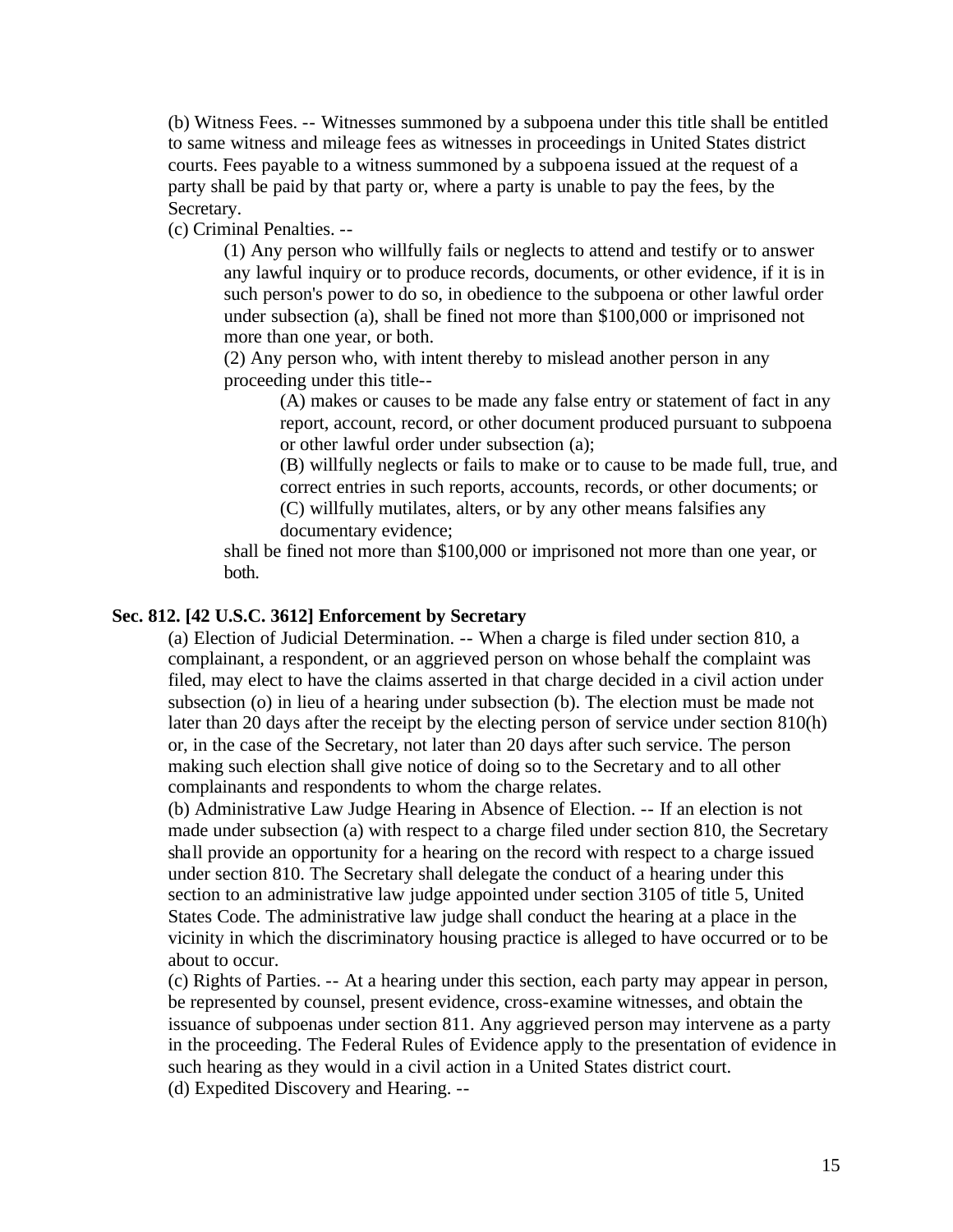(b) Witness Fees. -- Witnesses summoned by a subpoena under this title shall be entitled to same witness and mileage fees as witnesses in proceedings in United States district courts. Fees payable to a witness summoned by a subpoena issued at the request of a party shall be paid by that party or, where a party is unable to pay the fees, by the Secretary.

(c) Criminal Penalties. --

(1) Any person who willfully fails or neglects to attend and testify or to answer any lawful inquiry or to produce records, documents, or other evidence, if it is in such person's power to do so, in obedience to the subpoena or other lawful order under subsection (a), shall be fined not more than $100,000 or imprisoned not more than one year, or both.

(2) Any person who, with intent thereby to mislead another person in any proceeding under this title--

(A) makes or causes to be made any false entry or statement of fact in any report, account, record, or other document produced pursuant to subpoena or other lawful order under subsection (a);

(B) willfully neglects or fails to make or to cause to be made full, true, and correct entries in such reports, accounts, records, or other documents; or

(C) willfully mutilates, alters, or by any other means falsifies any documentary evidence;

shall be fined not more than $100,000 or imprisoned not more than one year, or both.

**Sec. 812. [42 U.S.C. 3612] Enforcement by Secretary**

(a) Election of Judicial Determination. -- When a charge is filed under section 810, a complainant, a respondent, or an aggrieved person on whose behalf the complaint was filed, may elect to have the claims asserted in that charge decided in a civil action under subsection (o) in lieu of a hearing under subsection (b). The election must be made not later than 20 days after the receipt by the electing person of service under section 810(h) or, in the case of the Secretary, not later than 20 days after such service. The person making such election shall give notice of doing so to the Secretary and to all other complainants and respondents to whom the charge relates.

(b) Administrative Law Judge Hearing in Absence of Election. -- If an election is not made under subsection (a) with respect to a charge filed under section 810, the Secretary shall provide an opportunity for a hearing on the record with respect to a charge issued under section 810. The Secretary shall delegate the conduct of a hearing under this section to an administrative law judge appointed under section 3105 of title 5, United States Code. The administrative law judge shall conduct the hearing at a place in the vicinity in which the discriminatory housing practice is alleged to have occurred or to be about to occur.

(c) Rights of Parties. -- At a hearing under this section, each party may appear in person, be represented by counsel, present evidence, cross-examine witnesses, and obtain the issuance of subpoenas under section 811. Any aggrieved person may intervene as a party in the proceeding. The Federal Rules of Evidence apply to the presentation of evidence in such hearing as they would in a civil action in a United States district court.

(d) Expedited Discovery and Hearing. --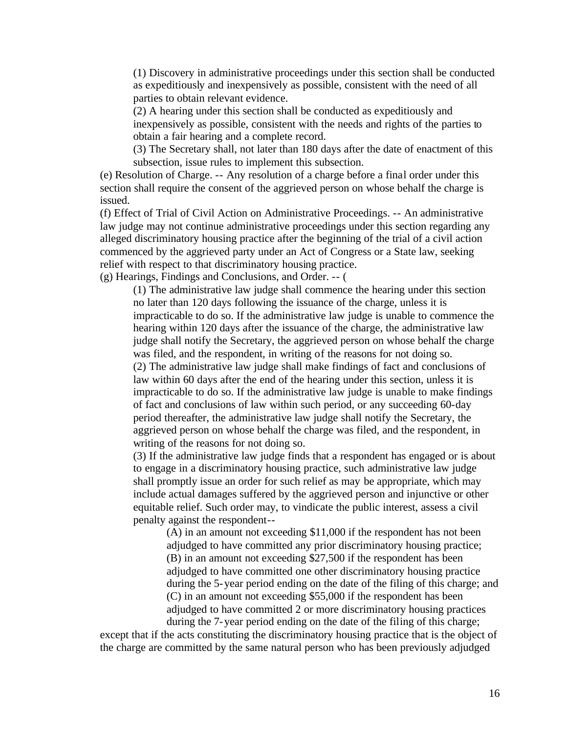(1) Discovery in administrative proceedings under this section shall be conducted as expeditiously and inexpensively as possible, consistent with the need of all parties to obtain relevant evidence.

(2) A hearing under this section shall be conducted as expeditiously and inexpensively as possible, consistent with the needs and rights of the parties to obtain a fair hearing and a complete record.

(3) The Secretary shall, not later than 180 days after the date of enactment of this subsection, issue rules to implement this subsection.

(e) Resolution of Charge. -- Any resolution of a charge before a final order under this section shall require the consent of the aggrieved person on whose behalf the charge is issued.

(f) Effect of Trial of Civil Action on Administrative Proceedings. -- An administrative law judge may not continue administrative proceedings under this section regarding any alleged discriminatory housing practice after the beginning of the trial of a civil action commenced by the aggrieved party under an Act of Congress or a State law, seeking relief with respect to that discriminatory housing practice.

(g) Hearings, Findings and Conclusions, and Order. -- (

(1) The administrative law judge shall commence the hearing under this section no later than 120 days following the issuance of the charge, unless it is impracticable to do so. If the administrative law judge is unable to commence the hearing within 120 days after the issuance of the charge, the administrative law judge shall notify the Secretary, the aggrieved person on whose behalf the charge was filed, and the respondent, in writing of the reasons for not doing so.

(2) The administrative law judge shall make findings of fact and conclusions of law within 60 days after the end of the hearing under this section, unless it is impracticable to do so. If the administrative law judge is unable to make findings of fact and conclusions of law within such period, or any succeeding 60-day period thereafter, the administrative law judge shall notify the Secretary, the aggrieved person on whose behalf the charge was filed, and the respondent, in writing of the reasons for not doing so.

(3) If the administrative law judge finds that a respondent has engaged or is about to engage in a discriminatory housing practice, such administrative law judge shall promptly issue an order for such relief as may be appropriate, which may include actual damages suffered by the aggrieved person and injunctive or other equitable relief. Such order may, to vindicate the public interest, assess a civil penalty against the respondent--

(A) in an amount not exceeding $11,000 if the respondent has not been adjudged to have committed any prior discriminatory housing practice;

(B) in an amount not exceeding $27,500 if the respondent has been adjudged to have committed one other discriminatory housing practice during the 5-year period ending on the date of the filing of this charge; and

(C) in an amount not exceeding $55,000 if the respondent has been adjudged to have committed 2 or more discriminatory housing practices during the 7-year period ending on the date of the filing of this charge;

except that if the acts constituting the discriminatory housing practice that is the object of the charge are committed by the same natural person who has been previously adjudged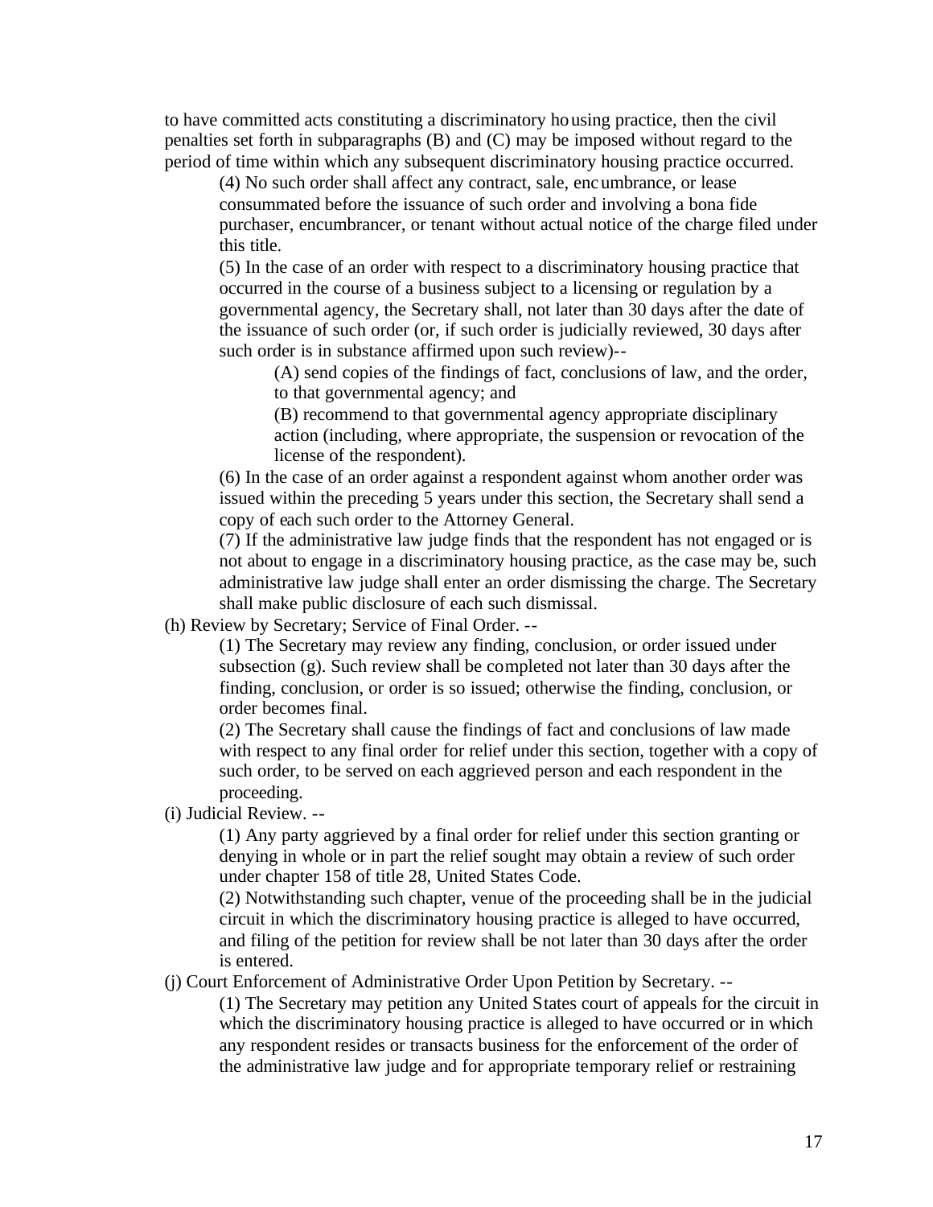to have committed acts constituting a discriminatory housing practice, then the civil penalties set forth in subparagraphs (B) and (C) may be imposed without regard to the period of time within which any subsequent discriminatory housing practice occurred.

(4) No such order shall affect any contract, sale, encumbrance, or lease consummated before the issuance of such order and involving a bona fide purchaser, encumbrancer, or tenant without actual notice of the charge filed under this title.

(5) In the case of an order with respect to a discriminatory housing practice that occurred in the course of a business subject to a licensing or regulation by a governmental agency, the Secretary shall, not later than 30 days after the date of the issuance of such order (or, if such order is judicially reviewed, 30 days after such order is in substance affirmed upon such review)--

(A) send copies of the findings of fact, conclusions of law, and the order, to that governmental agency; and

(B) recommend to that governmental agency appropriate disciplinary action (including, where appropriate, the suspension or revocation of the license of the respondent).

(6) In the case of an order against a respondent against whom another order was issued within the preceding 5 years under this section, the Secretary shall send a copy of each such order to the Attorney General.

(7) If the administrative law judge finds that the respondent has not engaged or is not about to engage in a discriminatory housing practice, as the case may be, such administrative law judge shall enter an order dismissing the charge. The Secretary shall make public disclosure of each such dismissal.

(h) Review by Secretary; Service of Final Order. --

(1) The Secretary may review any finding, conclusion, or order issued under subsection (g). Such review shall be completed not later than 30 days after the finding, conclusion, or order is so issued; otherwise the finding, conclusion, or order becomes final.

(2) The Secretary shall cause the findings of fact and conclusions of law made with respect to any final order for relief under this section, together with a copy of such order, to be served on each aggrieved person and each respondent in the proceeding.

(i) Judicial Review. --

(1) Any party aggrieved by a final order for relief under this section granting or denying in whole or in part the relief sought may obtain a review of such order under chapter 158 of title 28, United States Code.

(2) Notwithstanding such chapter, venue of the proceeding shall be in the judicial circuit in which the discriminatory housing practice is alleged to have occurred, and filing of the petition for review shall be not later than 30 days after the order is entered.

(j) Court Enforcement of Administrative Order Upon Petition by Secretary. --

(1) The Secretary may petition any United States court of appeals for the circuit in which the discriminatory housing practice is alleged to have occurred or in which any respondent resides or transacts business for the enforcement of the order of the administrative law judge and for appropriate temporary relief or restraining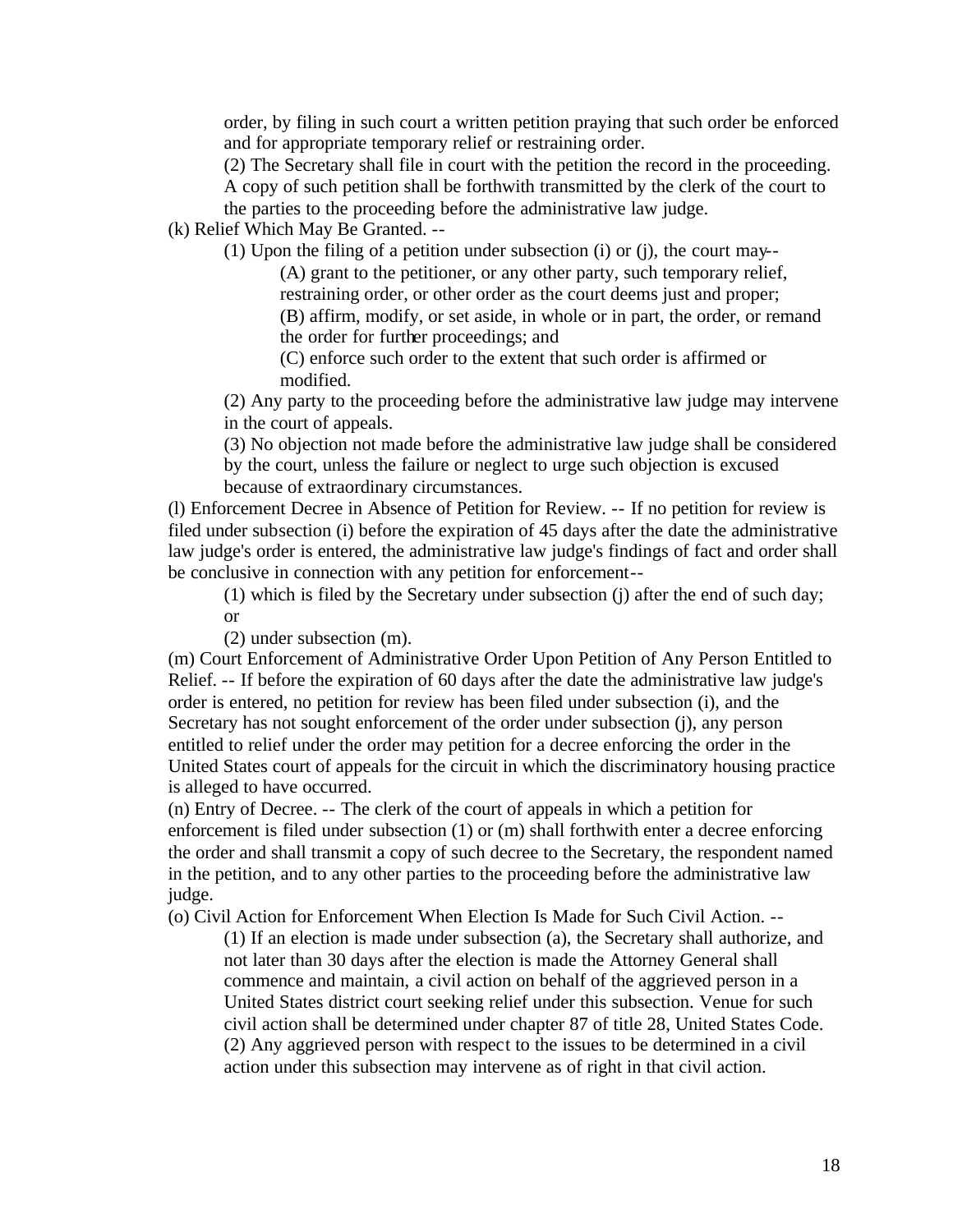order, by filing in such court a written petition praying that such order be enforced and for appropriate temporary relief or restraining order.

(2) The Secretary shall file in court with the petition the record in the proceeding. A copy of such petition shall be forthwith transmitted by the clerk of the court to the parties to the proceeding before the administrative law judge.

(k) Relief Which May Be Granted. --

(1) Upon the filing of a petition under subsection (i) or (j), the court may--

(A) grant to the petitioner, or any other party, such temporary relief, restraining order, or other order as the court deems just and proper;

(B) affirm, modify, or set aside, in whole or in part, the order, or remand the order for further proceedings; and

(C) enforce such order to the extent that such order is affirmed or modified.

(2) Any party to the proceeding before the administrative law judge may intervene in the court of appeals.

(3) No objection not made before the administrative law judge shall be considered by the court, unless the failure or neglect to urge such objection is excused because of extraordinary circumstances.

(l) Enforcement Decree in Absence of Petition for Review. -- If no petition for review is filed under subsection (i) before the expiration of 45 days after the date the administrative law judge's order is entered, the administrative law judge's findings of fact and order shall be conclusive in connection with any petition for enforcement--

(1) which is filed by the Secretary under subsection (j) after the end of such day; or

(2) under subsection (m).

(m) Court Enforcement of Administrative Order Upon Petition of Any Person Entitled to Relief. -- If before the expiration of 60 days after the date the administrative law judge's order is entered, no petition for review has been filed under subsection (i), and the Secretary has not sought enforcement of the order under subsection (j), any person entitled to relief under the order may petition for a decree enforcing the order in the United States court of appeals for the circuit in which the discriminatory housing practice is alleged to have occurred.

(n) Entry of Decree. -- The clerk of the court of appeals in which a petition for enforcement is filed under subsection (1) or (m) shall forthwith enter a decree enforcing the order and shall transmit a copy of such decree to the Secretary, the respondent named in the petition, and to any other parties to the proceeding before the administrative law judge.

(o) Civil Action for Enforcement When Election Is Made for Such Civil Action. --

(1) If an election is made under subsection (a), the Secretary shall authorize, and not later than 30 days after the election is made the Attorney General shall commence and maintain, a civil action on behalf of the aggrieved person in a United States district court seeking relief under this subsection. Venue for such civil action shall be determined under chapter 87 of title 28, United States Code.

(2) Any aggrieved person with respect to the issues to be determined in a civil action under this subsection may intervene as of right in that civil action.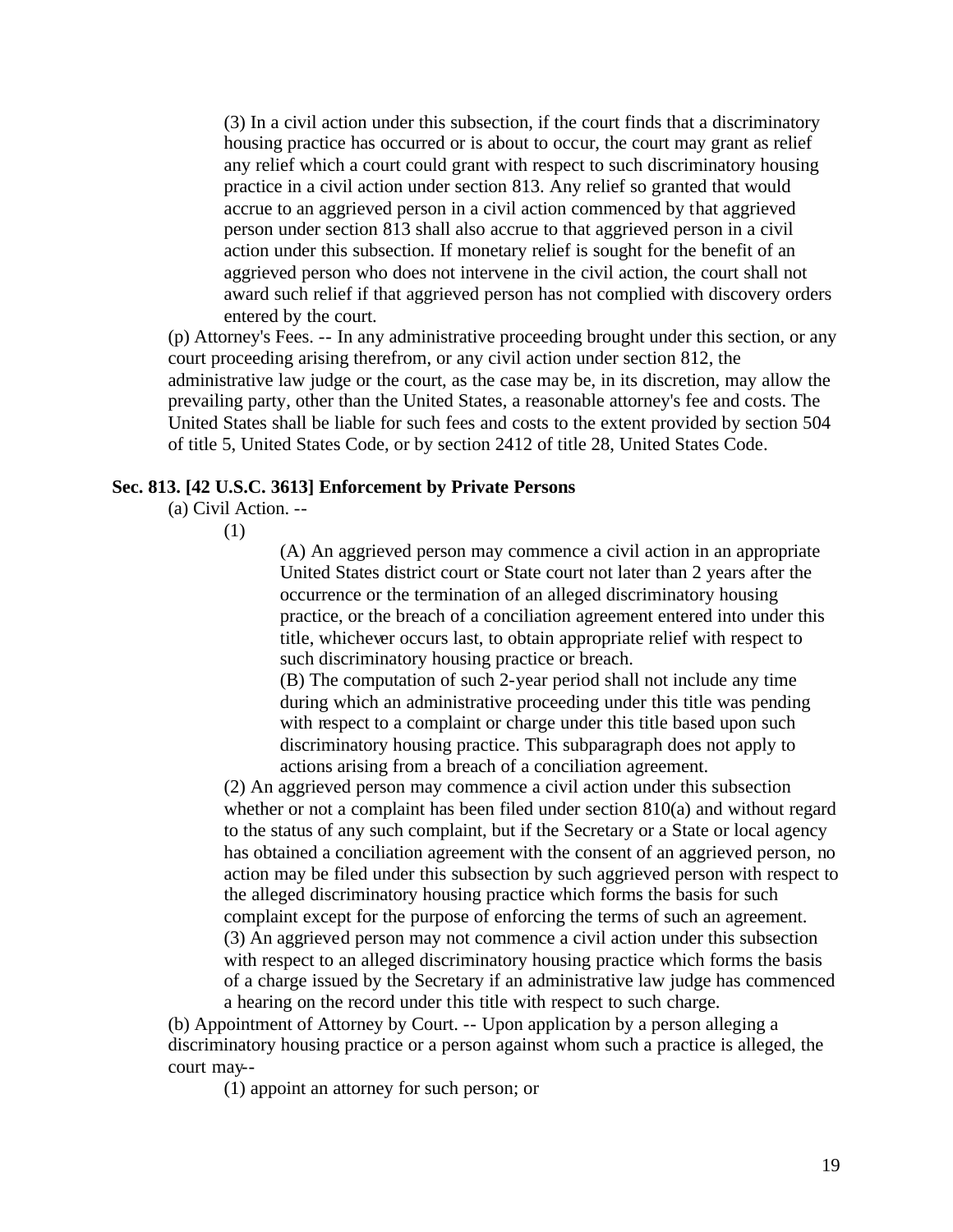(3) In a civil action under this subsection, if the court finds that a discriminatory housing practice has occurred or is about to occur, the court may grant as relief any relief which a court could grant with respect to such discriminatory housing practice in a civil action under section 813. Any relief so granted that would accrue to an aggrieved person in a civil action commenced by that aggrieved person under section 813 shall also accrue to that aggrieved person in a civil action under this subsection. If monetary relief is sought for the benefit of an aggrieved person who does not intervene in the civil action, the court shall not award such relief if that aggrieved person has not complied with discovery orders entered by the court.

(p) Attorney's Fees. -- In any administrative proceeding brought under this section, or any court proceeding arising therefrom, or any civil action under section 812, the administrative law judge or the court, as the case may be, in its discretion, may allow the prevailing party, other than the United States, a reasonable attorney's fee and costs. The United States shall be liable for such fees and costs to the extent provided by section 504 of title 5, United States Code, or by section 2412 of title 28, United States Code.

**Sec. 813. [42 U.S.C. 3613] Enforcement by Private Persons**

(a) Civil Action. --

(1)

(A) An aggrieved person may commence a civil action in an appropriate United States district court or State court not later than 2 years after the occurrence or the termination of an alleged discriminatory housing practice, or the breach of a conciliation agreement entered into under this title, whichever occurs last, to obtain appropriate relief with respect to such discriminatory housing practice or breach.

(B) The computation of such 2-year period shall not include any time during which an administrative proceeding under this title was pending with respect to a complaint or charge under this title based upon such discriminatory housing practice. This subparagraph does not apply to actions arising from a breach of a conciliation agreement.

(2) An aggrieved person may commence a civil action under this subsection whether or not a complaint has been filed under section 810(a) and without regard to the status of any such complaint, but if the Secretary or a State or local agency has obtained a conciliation agreement with the consent of an aggrieved person, no action may be filed under this subsection by such aggrieved person with respect to the alleged discriminatory housing practice which forms the basis for such complaint except for the purpose of enforcing the terms of such an agreement.

(3) An aggrieved person may not commence a civil action under this subsection with respect to an alleged discriminatory housing practice which forms the basis of a charge issued by the Secretary if an administrative law judge has commenced a hearing on the record under this title with respect to such charge.

(b) Appointment of Attorney by Court. -- Upon application by a person alleging a discriminatory housing practice or a person against whom such a practice is alleged, the court may--

(1) appoint an attorney for such person; or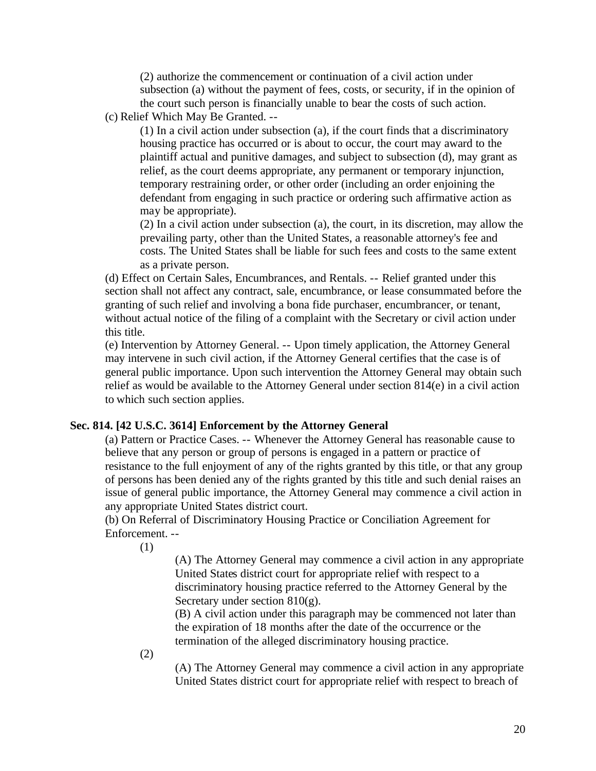(2) authorize the commencement or continuation of a civil action under subsection (a) without the payment of fees, costs, or security, if in the opinion of the court such person is financially unable to bear the costs of such action.

(c) Relief Which May Be Granted. --

(1) In a civil action under subsection (a), if the court finds that a discriminatory housing practice has occurred or is about to occur, the court may award to the plaintiff actual and punitive damages, and subject to subsection (d), may grant as relief, as the court deems appropriate, any permanent or temporary injunction, temporary restraining order, or other order (including an order enjoining the defendant from engaging in such practice or ordering such affirmative action as may be appropriate).

(2) In a civil action under subsection (a), the court, in its discretion, may allow the prevailing party, other than the United States, a reasonable attorney's fee and costs. The United States shall be liable for such fees and costs to the same extent as a private person.

(d) Effect on Certain Sales, Encumbrances, and Rentals. -- Relief granted under this section shall not affect any contract, sale, encumbrance, or lease consummated before the granting of such relief and involving a bona fide purchaser, encumbrancer, or tenant, without actual notice of the filing of a complaint with the Secretary or civil action under this title.

(e) Intervention by Attorney General. -- Upon timely application, the Attorney General may intervene in such civil action, if the Attorney General certifies that the case is of general public importance. Upon such intervention the Attorney General may obtain such relief as would be available to the Attorney General under section 814(e) in a civil action to which such section applies.

### Sec. 814. [42 U.S.C. 3614] Enforcement by the Attorney General

(a) Pattern or Practice Cases. -- Whenever the Attorney General has reasonable cause to believe that any person or group of persons is engaged in a pattern or practice of resistance to the full enjoyment of any of the rights granted by this title, or that any group of persons has been denied any of the rights granted by this title and such denial raises an issue of general public importance, the Attorney General may commence a civil action in any appropriate United States district court.

(b) On Referral of Discriminatory Housing Practice or Conciliation Agreement for Enforcement. --

(1)

(A) The Attorney General may commence a civil action in any appropriate United States district court for appropriate relief with respect to a discriminatory housing practice referred to the Attorney General by the Secretary under section 810(g).

(B) A civil action under this paragraph may be commenced not later than the expiration of 18 months after the date of the occurrence or the termination of the alleged discriminatory housing practice.

(2)

(A) The Attorney General may commence a civil action in any appropriate United States district court for appropriate relief with respect to breach of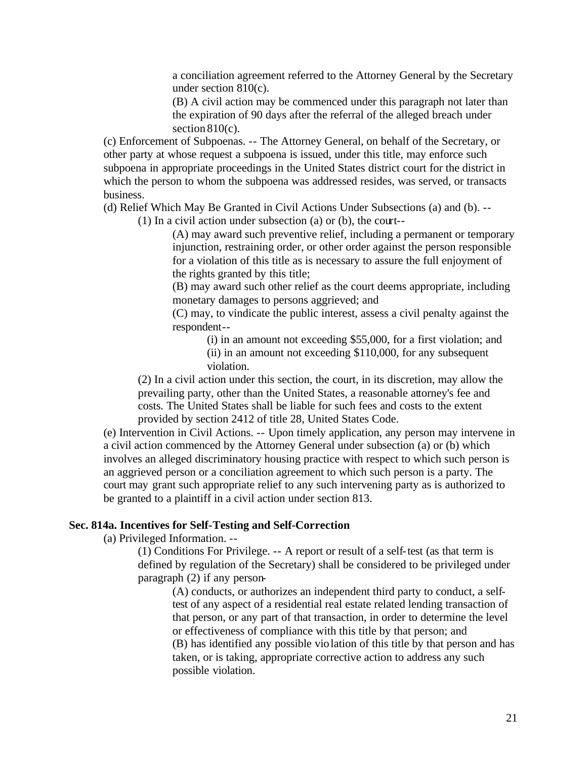a conciliation agreement referred to the Attorney General by the Secretary under section 810(c).

(B) A civil action may be commenced under this paragraph not later than the expiration of 90 days after the referral of the alleged breach under section 810(c).

(c) Enforcement of Subpoenas. -- The Attorney General, on behalf of the Secretary, or other party at whose request a subpoena is issued, under this title, may enforce such subpoena in appropriate proceedings in the United States district court for the district in which the person to whom the subpoena was addressed resides, was served, or transacts business.

(d) Relief Which May Be Granted in Civil Actions Under Subsections (a) and (b). --

(1) In a civil action under subsection (a) or (b), the court--

(A) may award such preventive relief, including a permanent or temporary injunction, restraining order, or other order against the person responsible for a violation of this title as is necessary to assure the full enjoyment of the rights granted by this title;

(B) may award such other relief as the court deems appropriate, including monetary damages to persons aggrieved; and

(C) may, to vindicate the public interest, assess a civil penalty against the respondent--

(i) in an amount not exceeding $55,000, for a first violation; and

(ii) in an amount not exceeding $110,000, for any subsequent violation.

(2) In a civil action under this section, the court, in its discretion, may allow the prevailing party, other than the United States, a reasonable attorney's fee and costs. The United States shall be liable for such fees and costs to the extent provided by section 2412 of title 28, United States Code.

(e) Intervention in Civil Actions. -- Upon timely application, any person may intervene in a civil action commenced by the Attorney General under subsection (a) or (b) which involves an alleged discriminatory housing practice with respect to which such person is an aggrieved person or a conciliation agreement to which such person is a party. The court may grant such appropriate relief to any such intervening party as is authorized to be granted to a plaintiff in a civil action under section 813.

**Sec. 814a. Incentives for Self-Testing and Self-Correction**

(a) Privileged Information. --

(1) Conditions For Privilege. -- A report or result of a self-test (as that term is defined by regulation of the Secretary) shall be considered to be privileged under paragraph (2) if any person--

(A) conducts, or authorizes an independent third party to conduct, a self-test of any aspect of a residential real estate related lending transaction of that person, or any part of that transaction, in order to determine the level or effectiveness of compliance with this title by that person; and

(B) has identified any possible violation of this title by that person and has taken, or is taking, appropriate corrective action to address any such possible violation.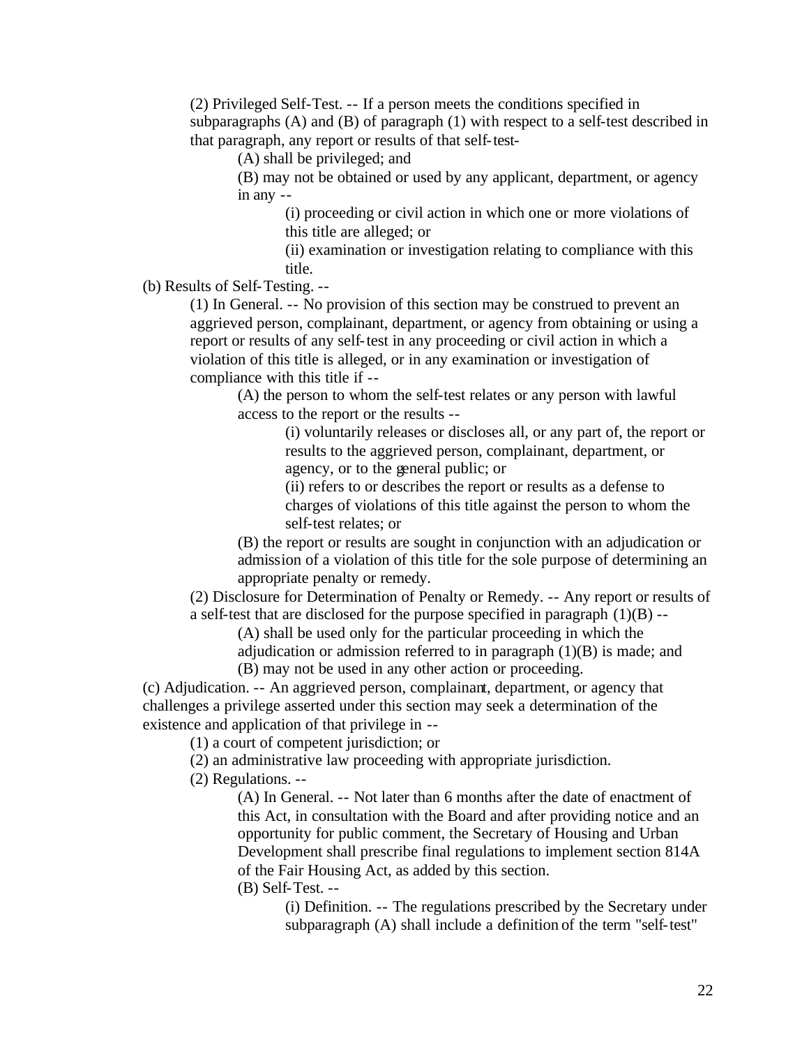(2) Privileged Self-Test. -- If a person meets the conditions specified in subparagraphs (A) and (B) of paragraph (1) with respect to a self-test described in that paragraph, any report or results of that self-test-

(A) shall be privileged; and

(B) may not be obtained or used by any applicant, department, or agency in any --

(i) proceeding or civil action in which one or more violations of this title are alleged; or

(ii) examination or investigation relating to compliance with this title.

(b) Results of Self-Testing. --

(1) In General. -- No provision of this section may be construed to prevent an aggrieved person, complainant, department, or agency from obtaining or using a report or results of any self-test in any proceeding or civil action in which a violation of this title is alleged, or in any examination or investigation of compliance with this title if --

(A) the person to whom the self-test relates or any person with lawful access to the report or the results --

(i) voluntarily releases or discloses all, or any part of, the report or results to the aggrieved person, complainant, department, or agency, or to the general public; or

(ii) refers to or describes the report or results as a defense to charges of violations of this title against the person to whom the self-test relates; or

(B) the report or results are sought in conjunction with an adjudication or admission of a violation of this title for the sole purpose of determining an appropriate penalty or remedy.

(2) Disclosure for Determination of Penalty or Remedy. -- Any report or results of a self-test that are disclosed for the purpose specified in paragraph (1)(B) --

(A) shall be used only for the particular proceeding in which the adjudication or admission referred to in paragraph (1)(B) is made; and

(B) may not be used in any other action or proceeding.

(c) Adjudication. -- An aggrieved person, complainant, department, or agency that challenges a privilege asserted under this section may seek a determination of the existence and application of that privilege in --

(1) a court of competent jurisdiction; or

(2) an administrative law proceeding with appropriate jurisdiction.

(2) Regulations. --

(A) In General. -- Not later than 6 months after the date of enactment of this Act, in consultation with the Board and after providing notice and an opportunity for public comment, the Secretary of Housing and Urban Development shall prescribe final regulations to implement section 814A of the Fair Housing Act, as added by this section.

(B) Self-Test. --

(i) Definition. -- The regulations prescribed by the Secretary under subparagraph (A) shall include a definition of the term "self-test"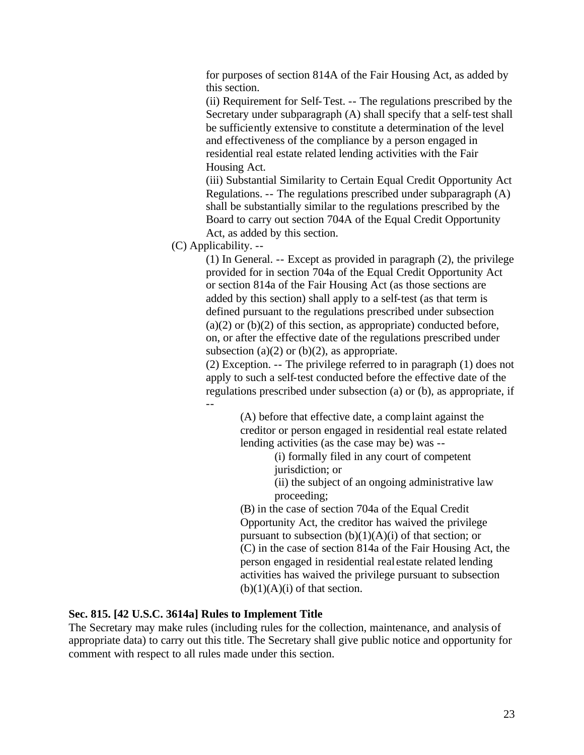for purposes of section 814A of the Fair Housing Act, as added by this section.

(ii) Requirement for Self-Test. -- The regulations prescribed by the Secretary under subparagraph (A) shall specify that a self-test shall be sufficiently extensive to constitute a determination of the level and effectiveness of the compliance by a person engaged in residential real estate related lending activities with the Fair Housing Act.

(iii) Substantial Similarity to Certain Equal Credit Opportunity Act Regulations. -- The regulations prescribed under subparagraph (A) shall be substantially similar to the regulations prescribed by the Board to carry out section 704A of the Equal Credit Opportunity Act, as added by this section.

(C) Applicability. --

(1) In General. -- Except as provided in paragraph (2), the privilege provided for in section 704a of the Equal Credit Opportunity Act or section 814a of the Fair Housing Act (as those sections are added by this section) shall apply to a self-test (as that term is defined pursuant to the regulations prescribed under subsection (a)(2) or (b)(2) of this section, as appropriate) conducted before, on, or after the effective date of the regulations prescribed under subsection (a)(2) or (b)(2), as appropriate.

(2) Exception. -- The privilege referred to in paragraph (1) does not apply to such a self-test conducted before the effective date of the regulations prescribed under subsection (a) or (b), as appropriate, if --

(A) before that effective date, a complaint against the creditor or person engaged in residential real estate related lending activities (as the case may be) was --

(i) formally filed in any court of competent jurisdiction; or

(ii) the subject of an ongoing administrative law proceeding;

(B) in the case of section 704a of the Equal Credit Opportunity Act, the creditor has waived the privilege pursuant to subsection (b)(1)(A)(i) of that section; or

(C) in the case of section 814a of the Fair Housing Act, the person engaged in residential real estate related lending activities has waived the privilege pursuant to subsection (b)(1)(A)(i) of that section.

**Sec. 815. [42 U.S.C. 3614a] Rules to Implement Title**

The Secretary may make rules (including rules for the collection, maintenance, and analysis of appropriate data) to carry out this title. The Secretary shall give public notice and opportunity for comment with respect to all rules made under this section.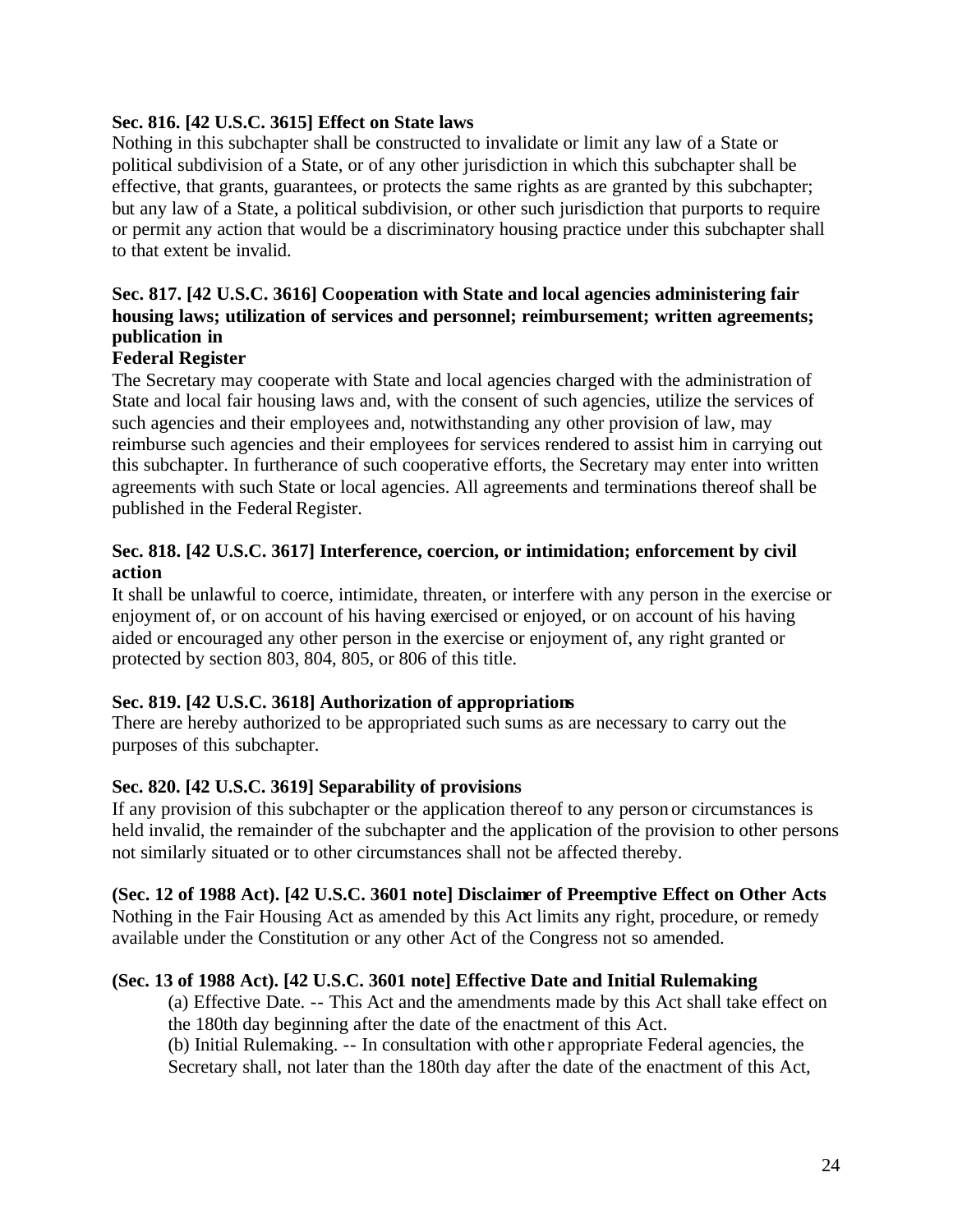**Sec. 816. [42 U.S.C. 3615] Effect on State laws**

Nothing in this subchapter shall be constructed to invalidate or limit any law of a State or political subdivision of a State, or of any other jurisdiction in which this subchapter shall be effective, that grants, guarantees, or protects the same rights as are granted by this subchapter; but any law of a State, a political subdivision, or other such jurisdiction that purports to require or permit any action that would be a discriminatory housing practice under this subchapter shall to that extent be invalid.

**Sec. 817. [42 U.S.C. 3616] Cooperation with State and local agencies administering fair housing laws; utilization of services and personnel; reimbursement; written agreements; publication in Federal Register**

The Secretary may cooperate with State and local agencies charged with the administration of State and local fair housing laws and, with the consent of such agencies, utilize the services of such agencies and their employees and, notwithstanding any other provision of law, may reimburse such agencies and their employees for services rendered to assist him in carrying out this subchapter. In furtherance of such cooperative efforts, the Secretary may enter into written agreements with such State or local agencies. All agreements and terminations thereof shall be published in the Federal Register.

**Sec. 818. [42 U.S.C. 3617] Interference, coercion, or intimidation; enforcement by civil action**

It shall be unlawful to coerce, intimidate, threaten, or interfere with any person in the exercise or enjoyment of, or on account of his having exercised or enjoyed, or on account of his having aided or encouraged any other person in the exercise or enjoyment of, any right granted or protected by section 803, 804, 805, or 806 of this title.

**Sec. 819. [42 U.S.C. 3618] Authorization of appropriations**

There are hereby authorized to be appropriated such sums as are necessary to carry out the purposes of this subchapter.

**Sec. 820. [42 U.S.C. 3619] Separability of provisions**

If any provision of this subchapter or the application thereof to any person or circumstances is held invalid, the remainder of the subchapter and the application of the provision to other persons not similarly situated or to other circumstances shall not be affected thereby.

**(Sec. 12 of 1988 Act). [42 U.S.C. 3601 note] Disclaimer of Preemptive Effect on Other Acts**

Nothing in the Fair Housing Act as amended by this Act limits any right, procedure, or remedy available under the Constitution or any other Act of the Congress not so amended.

**(Sec. 13 of 1988 Act). [42 U.S.C. 3601 note] Effective Date and Initial Rulemaking**

(a) Effective Date. -- This Act and the amendments made by this Act shall take effect on the 180th day beginning after the date of the enactment of this Act.

(b) Initial Rulemaking. -- In consultation with other appropriate Federal agencies, the Secretary shall, not later than the 180th day after the date of the enactment of this Act,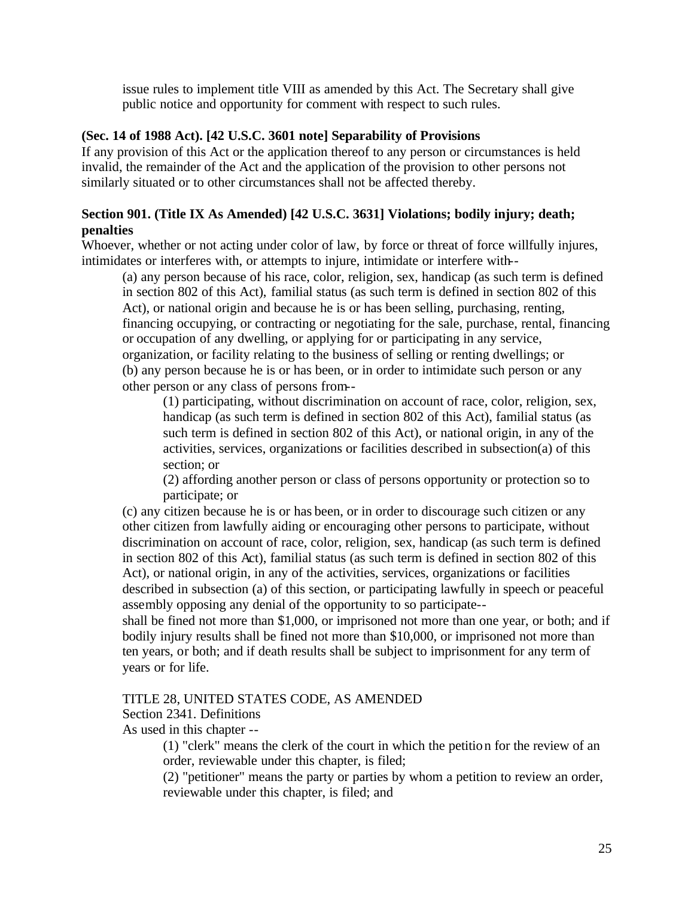issue rules to implement title VIII as amended by this Act. The Secretary shall give public notice and opportunity for comment with respect to such rules.

**(Sec. 14 of 1988 Act). [42 U.S.C. 3601 note] Separability of Provisions**

If any provision of this Act or the application thereof to any person or circumstances is held invalid, the remainder of the Act and the application of the provision to other persons not similarly situated or to other circumstances shall not be affected thereby.

**Section 901. (Title IX As Amended) [42 U.S.C. 3631] Violations; bodily injury; death; penalties**

Whoever, whether or not acting under color of law, by force or threat of force willfully injures, intimidates or interferes with, or attempts to injure, intimidate or interfere with--

(a) any person because of his race, color, religion, sex, handicap (as such term is defined in section 802 of this Act), familial status (as such term is defined in section 802 of this Act), or national origin and because he is or has been selling, purchasing, renting, financing occupying, or contracting or negotiating for the sale, purchase, rental, financing or occupation of any dwelling, or applying for or participating in any service, organization, or facility relating to the business of selling or renting dwellings; or

(b) any person because he is or has been, or in order to intimidate such person or any other person or any class of persons from--

(1) participating, without discrimination on account of race, color, religion, sex, handicap (as such term is defined in section 802 of this Act), familial status (as such term is defined in section 802 of this Act), or national origin, in any of the activities, services, organizations or facilities described in subsection(a) of this section; or

(2) affording another person or class of persons opportunity or protection so to participate; or

(c) any citizen because he is or has been, or in order to discourage such citizen or any other citizen from lawfully aiding or encouraging other persons to participate, without discrimination on account of race, color, religion, sex, handicap (as such term is defined in section 802 of this Act), familial status (as such term is defined in section 802 of this Act), or national origin, in any of the activities, services, organizations or facilities described in subsection (a) of this section, or participating lawfully in speech or peaceful assembly opposing any denial of the opportunity to so participate--

shall be fined not more than $1,000, or imprisoned not more than one year, or both; and if bodily injury results shall be fined not more than $10,000, or imprisoned not more than ten years, or both; and if death results shall be subject to imprisonment for any term of years or for life.

TITLE 28, UNITED STATES CODE, AS AMENDED

Section 2341. Definitions

As used in this chapter --

(1) "clerk" means the clerk of the court in which the petition for the review of an order, reviewable under this chapter, is filed;

(2) "petitioner" means the party or parties by whom a petition to review an order, reviewable under this chapter, is filed; and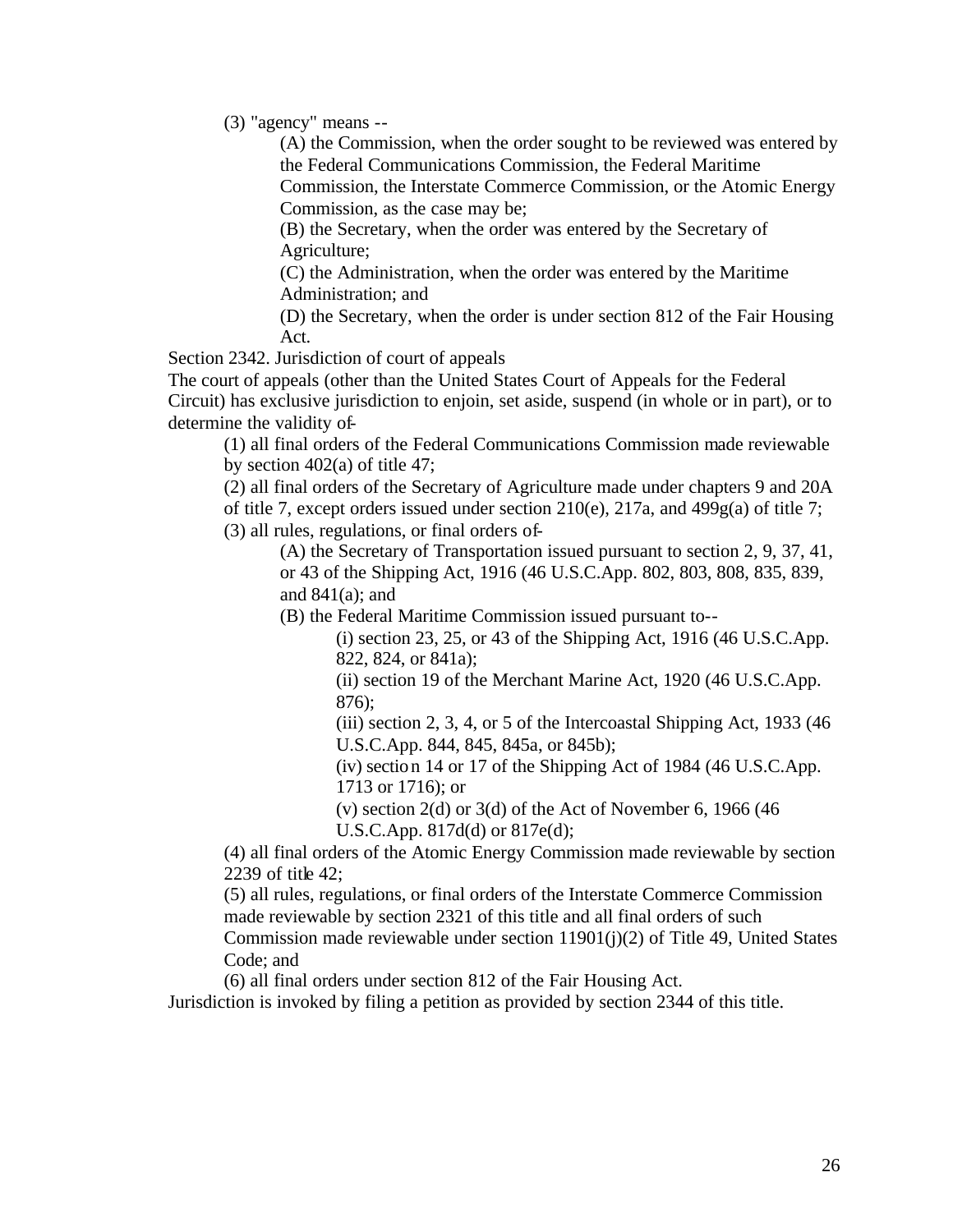(3) "agency" means --

(A) the Commission, when the order sought to be reviewed was entered by the Federal Communications Commission, the Federal Maritime Commission, the Interstate Commerce Commission, or the Atomic Energy Commission, as the case may be;

(B) the Secretary, when the order was entered by the Secretary of Agriculture;

(C) the Administration, when the order was entered by the Maritime Administration; and

(D) the Secretary, when the order is under section 812 of the Fair Housing Act.

Section 2342. Jurisdiction of court of appeals

The court of appeals (other than the United States Court of Appeals for the Federal Circuit) has exclusive jurisdiction to enjoin, set aside, suspend (in whole or in part), or to determine the validity of--

(1) all final orders of the Federal Communications Commission made reviewable by section 402(a) of title 47;

(2) all final orders of the Secretary of Agriculture made under chapters 9 and 20A of title 7, except orders issued under section 210(e), 217a, and 499g(a) of title 7;

(3) all rules, regulations, or final orders of--

(A) the Secretary of Transportation issued pursuant to section 2, 9, 37, 41, or 43 of the Shipping Act, 1916 (46 U.S.C.App. 802, 803, 808, 835, 839, and 841(a); and

(B) the Federal Maritime Commission issued pursuant to--

(i) section 23, 25, or 43 of the Shipping Act, 1916 (46 U.S.C.App. 822, 824, or 841a);

(ii) section 19 of the Merchant Marine Act, 1920 (46 U.S.C.App. 876);

(iii) section 2, 3, 4, or 5 of the Intercoastal Shipping Act, 1933 (46 U.S.C.App. 844, 845, 845a, or 845b);

(iv) section 14 or 17 of the Shipping Act of 1984 (46 U.S.C.App. 1713 or 1716); or

(v) section 2(d) or 3(d) of the Act of November 6, 1966 (46 U.S.C.App. 817d(d) or 817e(d);

(4) all final orders of the Atomic Energy Commission made reviewable by section 2239 of title 42;

(5) all rules, regulations, or final orders of the Interstate Commerce Commission made reviewable by section 2321 of this title and all final orders of such Commission made reviewable under section 11901(j)(2) of Title 49, United States Code; and

(6) all final orders under section 812 of the Fair Housing Act.

Jurisdiction is invoked by filing a petition as provided by section 2344 of this title.